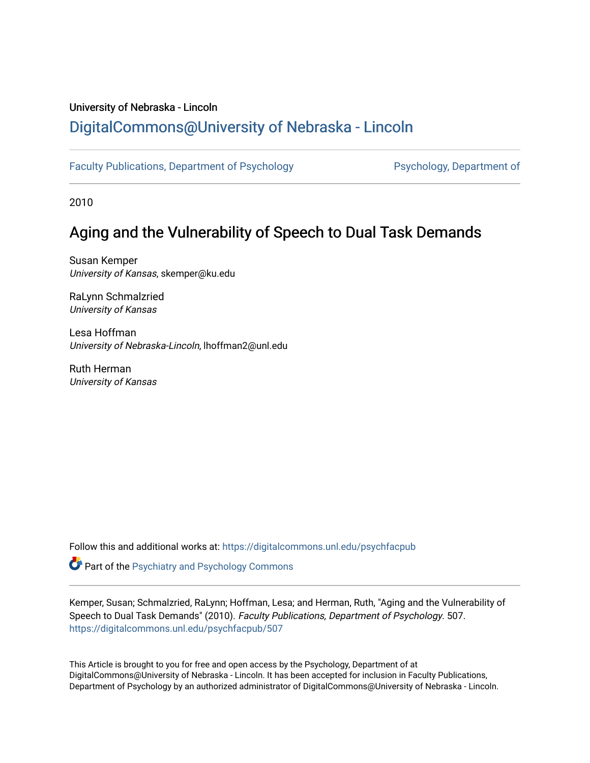University of Nebraska - Lincoln

## DigitalCommons@University of Nebraska - Lincoln

Faculty Publications, Department of Psychology | Psychology, Department of

2010

# Aging and the Vulnerability of Speech to Dual Task Demands

Susan Kemper
*University of Kansas*, skemper@ku.edu

RaLynn Schmalzried
*University of Kansas*

Lesa Hoffman
*University of Nebraska-Lincoln*, lhoffman2@unl.edu

Ruth Herman
*University of Kansas*

Follow this and additional works at: https://digitalcommons.unl.edu/psychfacpub

Part of the Psychiatry and Psychology Commons

Kemper, Susan; Schmalzried, RaLynn; Hoffman, Lesa; and Herman, Ruth, "Aging and the Vulnerability of Speech to Dual Task Demands" (2010). *Faculty Publications, Department of Psychology*. 507.
https://digitalcommons.unl.edu/psychfacpub/507

This Article is brought to you for free and open access by the Psychology, Department of at DigitalCommons@University of Nebraska - Lincoln. It has been accepted for inclusion in Faculty Publications, Department of Psychology by an authorized administrator of DigitalCommons@University of Nebraska - Lincoln.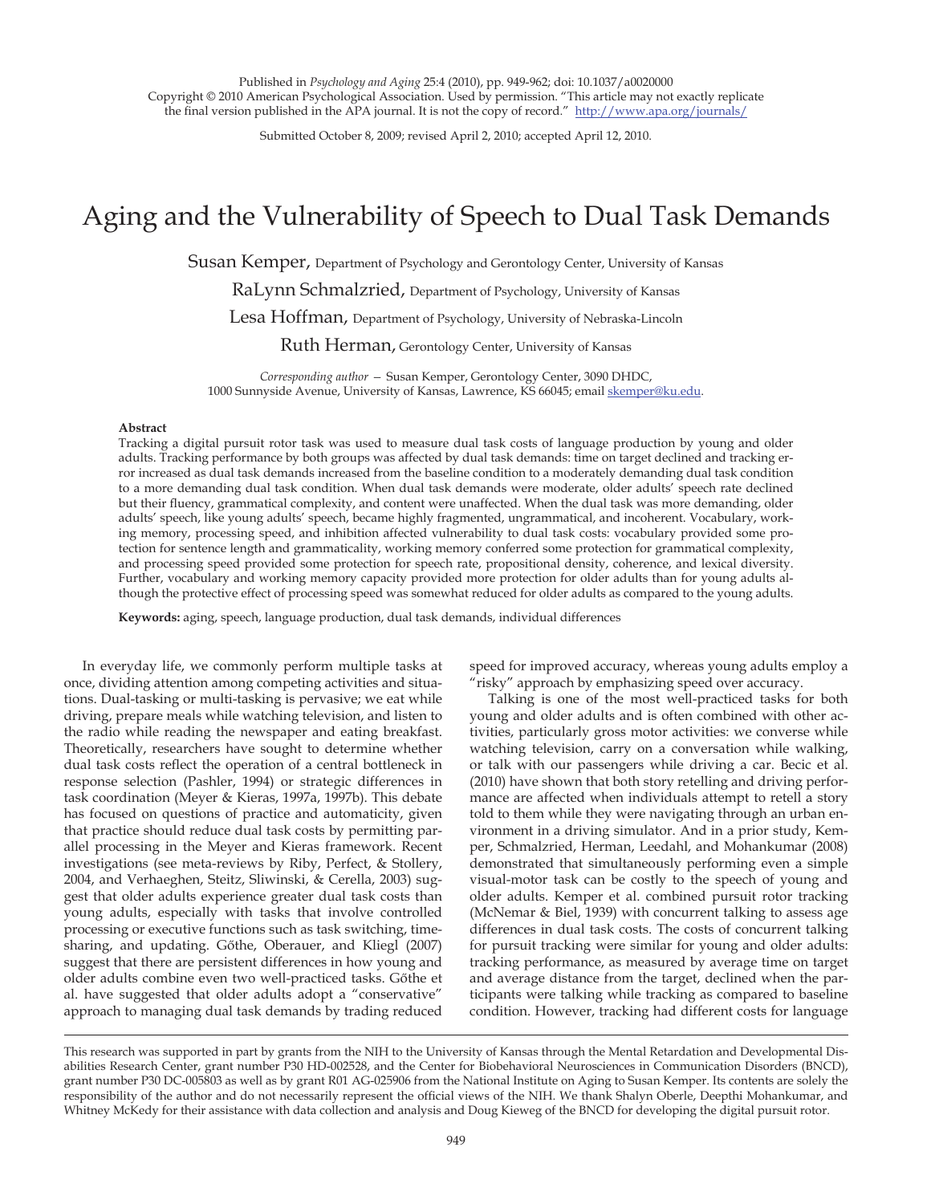Published in *Psychology and Aging* 25:4 (2010), pp. 949-962; doi: 10.1037/a0020000
Copyright © 2010 American Psychological Association. Used by permission. "This article may not exactly replicate the final version published in the APA journal. It is not the copy of record." http://www.apa.org/journals/

Submitted October 8, 2009; revised April 2, 2010; accepted April 12, 2010.

# Aging and the Vulnerability of Speech to Dual Task Demands

Susan Kemper, Department of Psychology and Gerontology Center, University of Kansas

RaLynn Schmalzried, Department of Psychology, University of Kansas

Lesa Hoffman, Department of Psychology, University of Nebraska-Lincoln

Ruth Herman, Gerontology Center, University of Kansas

*Corresponding author* — Susan Kemper, Gerontology Center, 3090 DHDC, 1000 Sunnyside Avenue, University of Kansas, Lawrence, KS 66045; email skemper@ku.edu.

**Abstract**

Tracking a digital pursuit rotor task was used to measure dual task costs of language production by young and older adults. Tracking performance by both groups was affected by dual task demands: time on target declined and tracking error increased as dual task demands increased from the baseline condition to a moderately demanding dual task condition to a more demanding dual task condition. When dual task demands were moderate, older adults' speech rate declined but their fluency, grammatical complexity, and content were unaffected. When the dual task was more demanding, older adults' speech, like young adults' speech, became highly fragmented, ungrammatical, and incoherent. Vocabulary, working memory, processing speed, and inhibition affected vulnerability to dual task costs: vocabulary provided some protection for sentence length and grammaticality, working memory conferred some protection for grammatical complexity, and processing speed provided some protection for speech rate, propositional density, coherence, and lexical diversity. Further, vocabulary and working memory capacity provided more protection for older adults than for young adults although the protective effect of processing speed was somewhat reduced for older adults as compared to the young adults.

**Keywords:** aging, speech, language production, dual task demands, individual differences

In everyday life, we commonly perform multiple tasks at once, dividing attention among competing activities and situations. Dual-tasking or multi-tasking is pervasive; we eat while driving, prepare meals while watching television, and listen to the radio while reading the newspaper and eating breakfast. Theoretically, researchers have sought to determine whether dual task costs reflect the operation of a central bottleneck in response selection (Pashler, 1994) or strategic differences in task coordination (Meyer & Kieras, 1997a, 1997b). This debate has focused on questions of practice and automaticity, given that practice should reduce dual task costs by permitting parallel processing in the Meyer and Kieras framework. Recent investigations (see meta-reviews by Riby, Perfect, & Stollery, 2004, and Verhaeghen, Steitz, Sliwinski, & Cerella, 2003) suggest that older adults experience greater dual task costs than young adults, especially with tasks that involve controlled processing or executive functions such as task switching, time-sharing, and updating. Gőthe, Oberauer, and Kliegl (2007) suggest that there are persistent differences in how young and older adults combine even two well-practiced tasks. Gőthe et al. have suggested that older adults adopt a "conservative" approach to managing dual task demands by trading reduced speed for improved accuracy, whereas young adults employ a "risky" approach by emphasizing speed over accuracy.

Talking is one of the most well-practiced tasks for both young and older adults and is often combined with other activities, particularly gross motor activities: we converse while watching television, carry on a conversation while walking, or talk with our passengers while driving a car. Becic et al. (2010) have shown that both story retelling and driving performance are affected when individuals attempt to retell a story told to them while they were navigating through an urban environment in a driving simulator. And in a prior study, Kemper, Schmalzried, Herman, Leedahl, and Mohankumar (2008) demonstrated that simultaneously performing even a simple visual-motor task can be costly to the speech of young and older adults. Kemper et al. combined pursuit rotor tracking (McNemar & Biel, 1939) with concurrent talking to assess age differences in dual task costs. The costs of concurrent talking for pursuit tracking were similar for young and older adults: tracking performance, as measured by average time on target and average distance from the target, declined when the participants were talking while tracking as compared to baseline condition. However, tracking had different costs for language

This research was supported in part by grants from the NIH to the University of Kansas through the Mental Retardation and Developmental Disabilities Research Center, grant number P30 HD-002528, and the Center for Biobehavioral Neurosciences in Communication Disorders (BNCD), grant number P30 DC-005803 as well as by grant R01 AG-025906 from the National Institute on Aging to Susan Kemper. Its contents are solely the responsibility of the author and do not necessarily represent the official views of the NIH. We thank Shalyn Oberle, Deepthi Mohankumar, and Whitney McKedy for their assistance with data collection and analysis and Doug Kieweg of the BNCD for developing the digital pursuit rotor.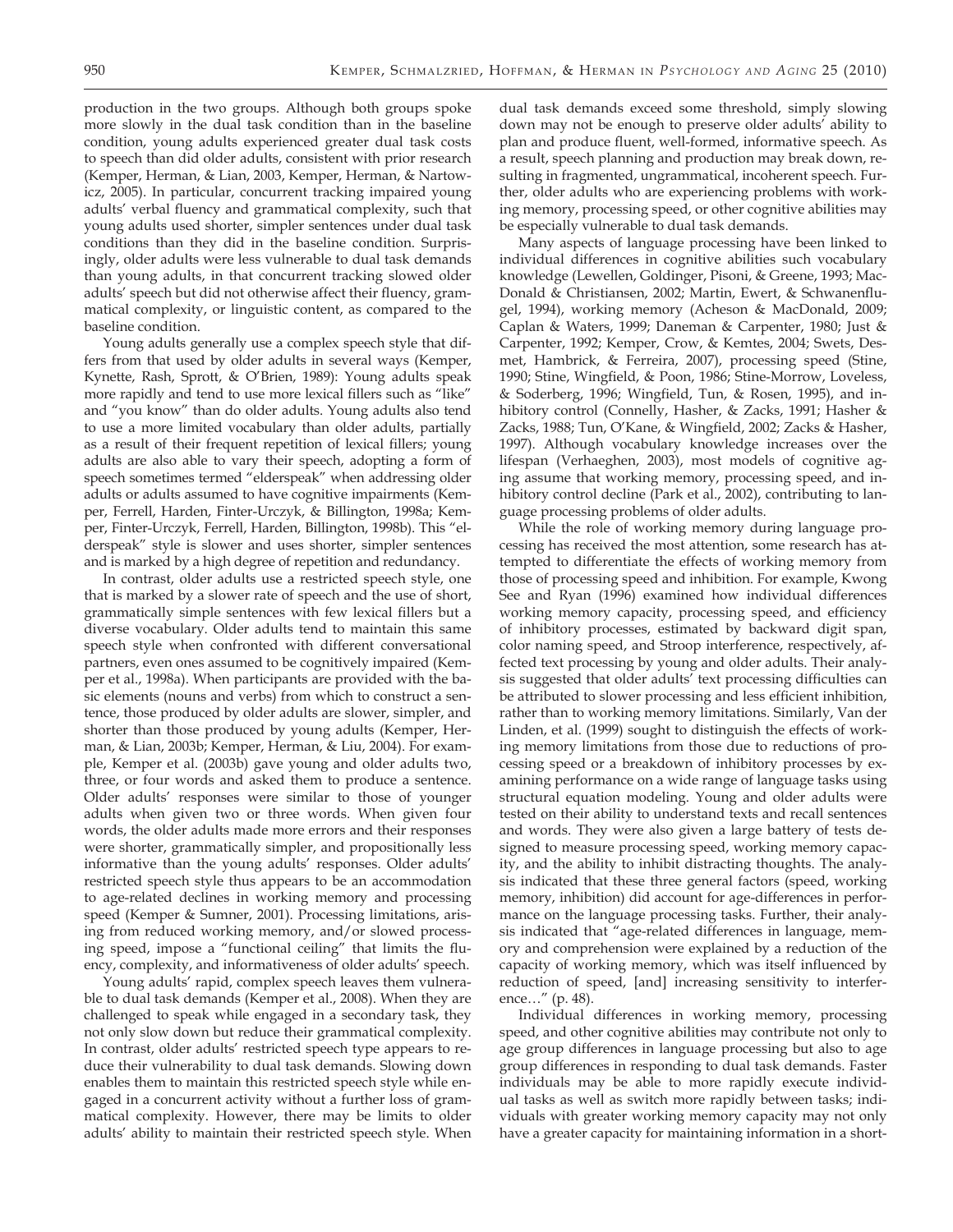production in the two groups. Although both groups spoke more slowly in the dual task condition than in the baseline condition, young adults experienced greater dual task costs to speech than did older adults, consistent with prior research (Kemper, Herman, & Lian, 2003, Kemper, Herman, & Nartowicz, 2005). In particular, concurrent tracking impaired young adults' verbal fluency and grammatical complexity, such that young adults used shorter, simpler sentences under dual task conditions than they did in the baseline condition. Surprisingly, older adults were less vulnerable to dual task demands than young adults, in that concurrent tracking slowed older adults' speech but did not otherwise affect their fluency, grammatical complexity, or linguistic content, as compared to the baseline condition.

Young adults generally use a complex speech style that differs from that used by older adults in several ways (Kemper, Kynette, Rash, Sprott, & O'Brien, 1989): Young adults speak more rapidly and tend to use more lexical fillers such as "like" and "you know" than do older adults. Young adults also tend to use a more limited vocabulary than older adults, partially as a result of their frequent repetition of lexical fillers; young adults are also able to vary their speech, adopting a form of speech sometimes termed "elderspeak" when addressing older adults or adults assumed to have cognitive impairments (Kemper, Ferrell, Harden, Finter-Urczyk, & Billington, 1998a; Kemper, Finter-Urczyk, Ferrell, Harden, Billington, 1998b). This "elderspeak" style is slower and uses shorter, simpler sentences and is marked by a high degree of repetition and redundancy.

In contrast, older adults use a restricted speech style, one that is marked by a slower rate of speech and the use of short, grammatically simple sentences with few lexical fillers but a diverse vocabulary. Older adults tend to maintain this same speech style when confronted with different conversational partners, even ones assumed to be cognitively impaired (Kemper et al., 1998a). When participants are provided with the basic elements (nouns and verbs) from which to construct a sentence, those produced by older adults are slower, simpler, and shorter than those produced by young adults (Kemper, Herman, & Lian, 2003b; Kemper, Herman, & Liu, 2004). For example, Kemper et al. (2003b) gave young and older adults two, three, or four words and asked them to produce a sentence. Older adults' responses were similar to those of younger adults when given two or three words. When given four words, the older adults made more errors and their responses were shorter, grammatically simpler, and propositionally less informative than the young adults' responses. Older adults' restricted speech style thus appears to be an accommodation to age-related declines in working memory and processing speed (Kemper & Sumner, 2001). Processing limitations, arising from reduced working memory, and/or slowed processing speed, impose a "functional ceiling" that limits the fluency, complexity, and informativeness of older adults' speech.

Young adults' rapid, complex speech leaves them vulnerable to dual task demands (Kemper et al., 2008). When they are challenged to speak while engaged in a secondary task, they not only slow down but reduce their grammatical complexity. In contrast, older adults' restricted speech type appears to reduce their vulnerability to dual task demands. Slowing down enables them to maintain this restricted speech style while engaged in a concurrent activity without a further loss of grammatical complexity. However, there may be limits to older adults' ability to maintain their restricted speech style. When dual task demands exceed some threshold, simply slowing down may not be enough to preserve older adults' ability to plan and produce fluent, well-formed, informative speech. As a result, speech planning and production may break down, resulting in fragmented, ungrammatical, incoherent speech. Further, older adults who are experiencing problems with working memory, processing speed, or other cognitive abilities may be especially vulnerable to dual task demands.

Many aspects of language processing have been linked to individual differences in cognitive abilities such vocabulary knowledge (Lewellen, Goldinger, Pisoni, & Greene, 1993; MacDonald & Christiansen, 2002; Martin, Ewert, & Schwanenflugel, 1994), working memory (Acheson & MacDonald, 2009; Caplan & Waters, 1999; Daneman & Carpenter, 1980; Just & Carpenter, 1992; Kemper, Crow, & Kemtes, 2004; Swets, Desmet, Hambrick, & Ferreira, 2007), processing speed (Stine, 1990; Stine, Wingfield, & Poon, 1986; Stine-Morrow, Loveless, & Soderberg, 1996; Wingfield, Tun, & Rosen, 1995), and inhibitory control (Connelly, Hasher, & Zacks, 1991; Hasher & Zacks, 1988; Tun, O'Kane, & Wingfield, 2002; Zacks & Hasher, 1997). Although vocabulary knowledge increases over the lifespan (Verhaeghen, 2003), most models of cognitive aging assume that working memory, processing speed, and inhibitory control decline (Park et al., 2002), contributing to language processing problems of older adults.

While the role of working memory during language processing has received the most attention, some research has attempted to differentiate the effects of working memory from those of processing speed and inhibition. For example, Kwong See and Ryan (1996) examined how individual differences working memory capacity, processing speed, and efficiency of inhibitory processes, estimated by backward digit span, color naming speed, and Stroop interference, respectively, affected text processing by young and older adults. Their analysis suggested that older adults' text processing difficulties can be attributed to slower processing and less efficient inhibition, rather than to working memory limitations. Similarly, Van der Linden, et al. (1999) sought to distinguish the effects of working memory limitations from those due to reductions of processing speed or a breakdown of inhibitory processes by examining performance on a wide range of language tasks using structural equation modeling. Young and older adults were tested on their ability to understand texts and recall sentences and words. They were also given a large battery of tests designed to measure processing speed, working memory capacity, and the ability to inhibit distracting thoughts. The analysis indicated that these three general factors (speed, working memory, inhibition) did account for age-differences in performance on the language processing tasks. Further, their analysis indicated that "age-related differences in language, memory and comprehension were explained by a reduction of the capacity of working memory, which was itself influenced by reduction of speed, [and] increasing sensitivity to interference…" (p. 48).

Individual differences in working memory, processing speed, and other cognitive abilities may contribute not only to age group differences in language processing but also to age group differences in responding to dual task demands. Faster individuals may be able to more rapidly execute individual tasks as well as switch more rapidly between tasks; individuals with greater working memory capacity may not only have a greater capacity for maintaining information in a short-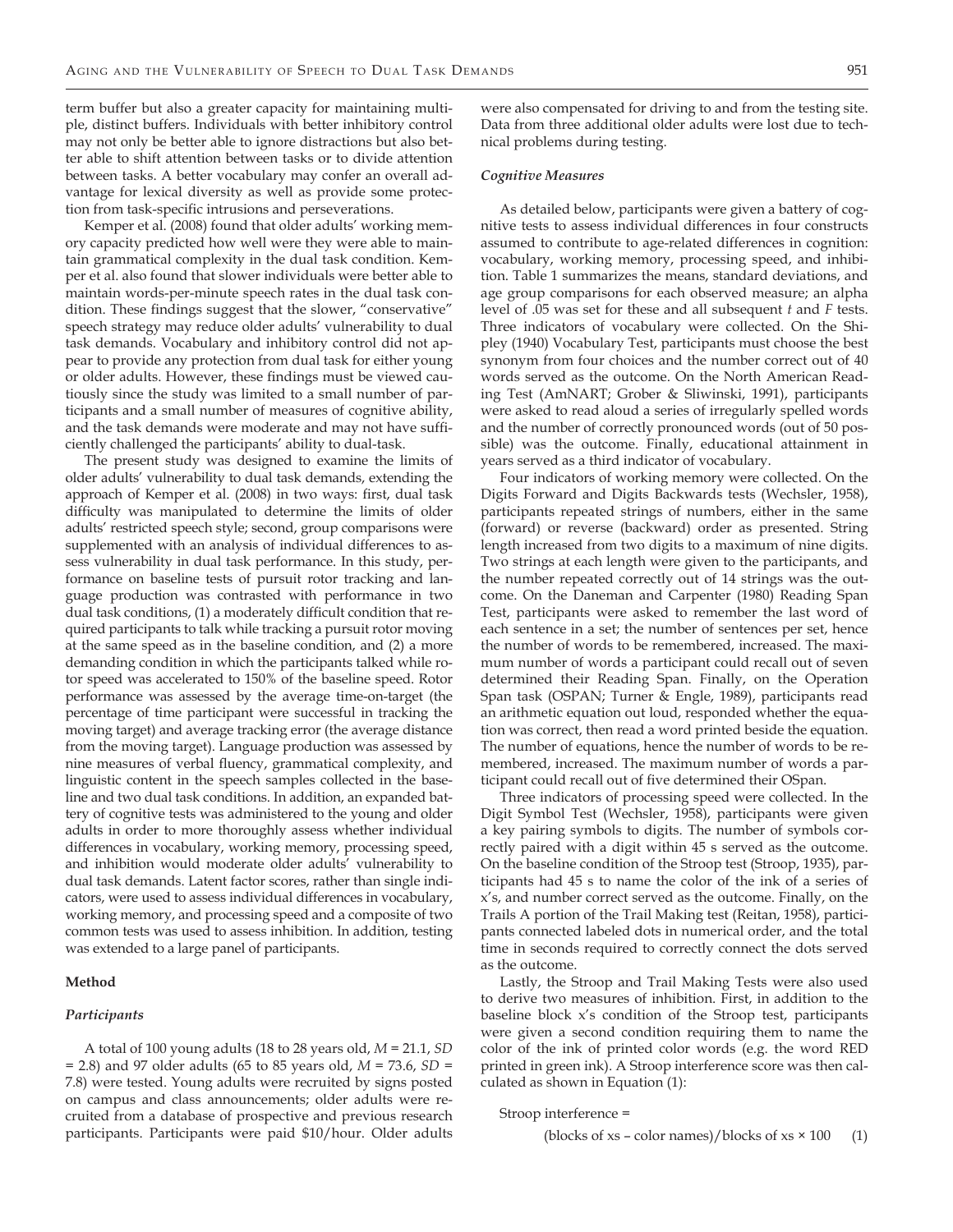term buffer but also a greater capacity for maintaining multiple, distinct buffers. Individuals with better inhibitory control may not only be better able to ignore distractions but also better able to shift attention between tasks or to divide attention between tasks. A better vocabulary may confer an overall advantage for lexical diversity as well as provide some protection from task-specific intrusions and perseverations.

Kemper et al. (2008) found that older adults' working memory capacity predicted how well were they were able to maintain grammatical complexity in the dual task condition. Kemper et al. also found that slower individuals were better able to maintain words-per-minute speech rates in the dual task condition. These findings suggest that the slower, "conservative" speech strategy may reduce older adults' vulnerability to dual task demands. Vocabulary and inhibitory control did not appear to provide any protection from dual task for either young or older adults. However, these findings must be viewed cautiously since the study was limited to a small number of participants and a small number of measures of cognitive ability, and the task demands were moderate and may not have sufficiently challenged the participants' ability to dual-task.

The present study was designed to examine the limits of older adults' vulnerability to dual task demands, extending the approach of Kemper et al. (2008) in two ways: first, dual task difficulty was manipulated to determine the limits of older adults' restricted speech style; second, group comparisons were supplemented with an analysis of individual differences to assess vulnerability in dual task performance. In this study, performance on baseline tests of pursuit rotor tracking and language production was contrasted with performance in two dual task conditions, (1) a moderately difficult condition that required participants to talk while tracking a pursuit rotor moving at the same speed as in the baseline condition, and (2) a more demanding condition in which the participants talked while rotor speed was accelerated to 150% of the baseline speed. Rotor performance was assessed by the average time-on-target (the percentage of time participant were successful in tracking the moving target) and average tracking error (the average distance from the moving target). Language production was assessed by nine measures of verbal fluency, grammatical complexity, and linguistic content in the speech samples collected in the baseline and two dual task conditions. In addition, an expanded battery of cognitive tests was administered to the young and older adults in order to more thoroughly assess whether individual differences in vocabulary, working memory, processing speed, and inhibition would moderate older adults' vulnerability to dual task demands. Latent factor scores, rather than single indicators, were used to assess individual differences in vocabulary, working memory, and processing speed and a composite of two common tests was used to assess inhibition. In addition, testing was extended to a large panel of participants.

## Method

### *Participants*

A total of 100 young adults (18 to 28 years old, $M$ = 21.1, $SD$ = 2.8) and 97 older adults (65 to 85 years old, $M$ = 73.6, $SD$ = 7.8) were tested. Young adults were recruited by signs posted on campus and class announcements; older adults were recruited from a database of prospective and previous research participants. Participants were paid $10/hour. Older adults were also compensated for driving to and from the testing site. Data from three additional older adults were lost due to technical problems during testing.

### *Cognitive Measures*

As detailed below, participants were given a battery of cognitive tests to assess individual differences in four constructs assumed to contribute to age-related differences in cognition: vocabulary, working memory, processing speed, and inhibition. Table 1 summarizes the means, standard deviations, and age group comparisons for each observed measure; an alpha level of .05 was set for these and all subsequent $t$ and $F$ tests. Three indicators of vocabulary were collected. On the Shipley (1940) Vocabulary Test, participants must choose the best synonym from four choices and the number correct out of 40 words served as the outcome. On the North American Reading Test (AmNART; Grober & Sliwinski, 1991), participants were asked to read aloud a series of irregularly spelled words and the number of correctly pronounced words (out of 50 possible) was the outcome. Finally, educational attainment in years served as a third indicator of vocabulary.

Four indicators of working memory were collected. On the Digits Forward and Digits Backwards tests (Wechsler, 1958), participants repeated strings of numbers, either in the same (forward) or reverse (backward) order as presented. String length increased from two digits to a maximum of nine digits. Two strings at each length were given to the participants, and the number repeated correctly out of 14 strings was the outcome. On the Daneman and Carpenter (1980) Reading Span Test, participants were asked to remember the last word of each sentence in a set; the number of sentences per set, hence the number of words to be remembered, increased. The maximum number of words a participant could recall out of seven determined their Reading Span. Finally, on the Operation Span task (OSPAN; Turner & Engle, 1989), participants read an arithmetic equation out loud, responded whether the equation was correct, then read a word printed beside the equation. The number of equations, hence the number of words to be remembered, increased. The maximum number of words a participant could recall out of five determined their OSpan.

Three indicators of processing speed were collected. In the Digit Symbol Test (Wechsler, 1958), participants were given a key pairing symbols to digits. The number of symbols correctly paired with a digit within 45 s served as the outcome. On the baseline condition of the Stroop test (Stroop, 1935), participants had 45 s to name the color of the ink of a series of x's, and number correct served as the outcome. Finally, on the Trails A portion of the Trail Making test (Reitan, 1958), participants connected labeled dots in numerical order, and the total time in seconds required to correctly connect the dots served as the outcome.

Lastly, the Stroop and Trail Making Tests were also used to derive two measures of inhibition. First, in addition to the baseline block x's condition of the Stroop test, participants were given a second condition requiring them to name the color of the ink of printed color words (e.g. the word RED printed in green ink). A Stroop interference score was then calculated as shown in Equation (1):

$$\text{Stroop interference} = (\text{blocks of xs} - \text{color names})/\text{blocks of xs} \times 100 \quad (1)$$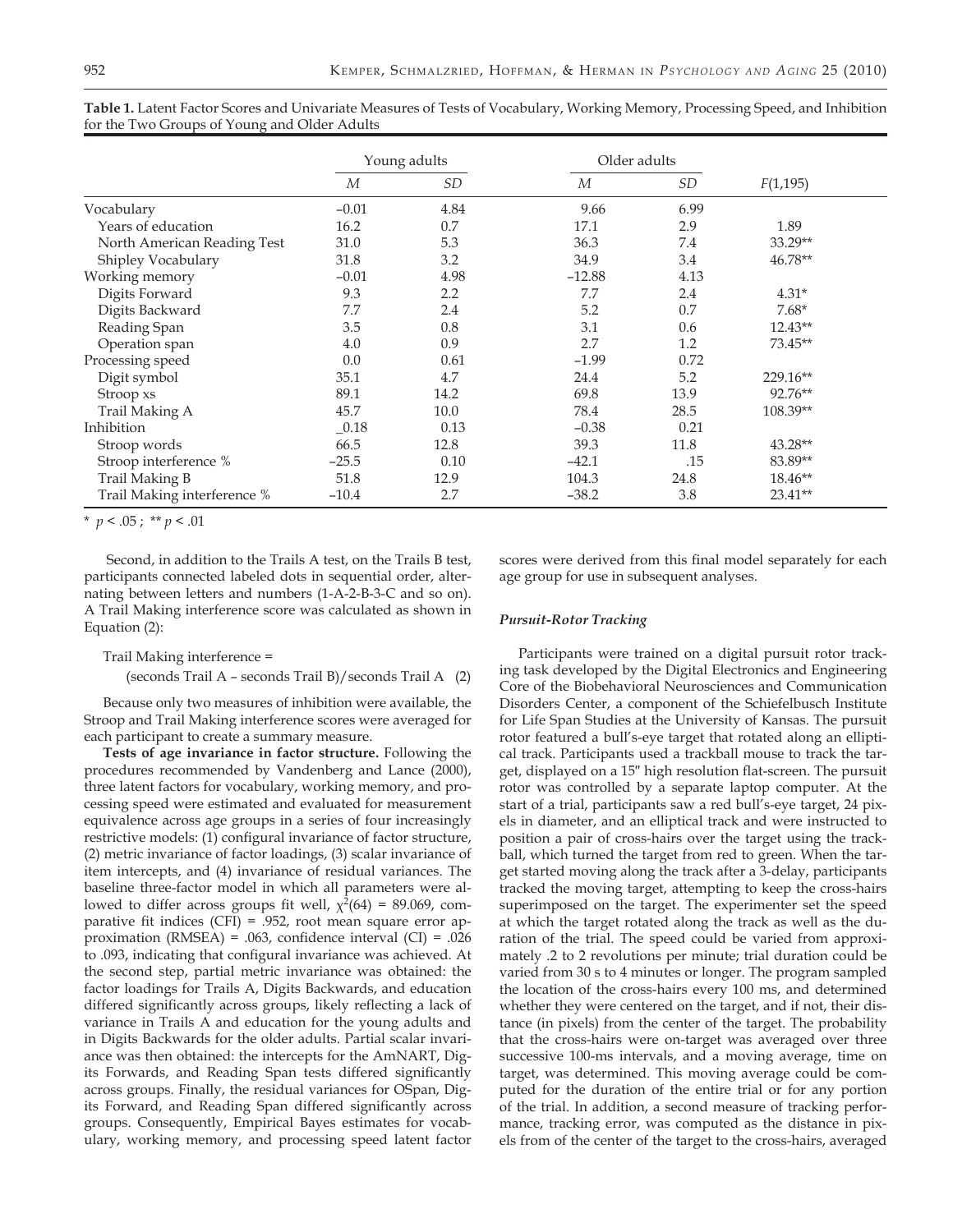**Table 1.** Latent Factor Scores and Univariate Measures of Tests of Vocabulary, Working Memory, Processing Speed, and Inhibition for the Two Groups of Young and Older Adults

| | Young adults | | Older adults | | |
|---|---|---|---|---|---|
| | *M* | *SD* | *M* | *SD* | *F*(1,195) |
| Vocabulary | –0.01 | 4.84 | 9.66 | 6.99 | |
| Years of education | 16.2 | 0.7 | 17.1 | 2.9 | 1.89 |
| North American Reading Test | 31.0 | 5.3 | 36.3 | 7.4 | 33.29** |
| Shipley Vocabulary | 31.8 | 3.2 | 34.9 | 3.4 | 46.78** |
| Working memory | –0.01 | 4.98 | –12.88 | 4.13 | |
| Digits Forward | 9.3 | 2.2 | 7.7 | 2.4 | 4.31* |
| Digits Backward | 7.7 | 2.4 | 5.2 | 0.7 | 7.68* |
| Reading Span | 3.5 | 0.8 | 3.1 | 0.6 | 12.43** |
| Operation span | 4.0 | 0.9 | 2.7 | 1.2 | 73.45** |
| Processing speed | 0.0 | 0.61 | –1.99 | 0.72 | |
| Digit symbol | 35.1 | 4.7 | 24.4 | 5.2 | 229.16** |
| Stroop xs | 89.1 | 14.2 | 69.8 | 13.9 | 92.76** |
| Trail Making A | 45.7 | 10.0 | 78.4 | 28.5 | 108.39** |
| Inhibition | _0.18 | 0.13 | –0.38 | 0.21 | |
| Stroop words | 66.5 | 12.8 | 39.3 | 11.8 | 43.28** |
| Stroop interference % | –25.5 | 0.10 | –42.1 | .15 | 83.89** |
| Trail Making B | 51.8 | 12.9 | 104.3 | 24.8 | 18.46** |
| Trail Making interference % | –10.4 | 2.7 | –38.2 | 3.8 | 23.41** |

\* $p < .05$ ; ** $p < .01$

Second, in addition to the Trails A test, on the Trails B test, participants connected labeled dots in sequential order, alternating between letters and numbers (1-A-2-B-3-C and so on). A Trail Making interference score was calculated as shown in Equation (2):

$$\text{Trail Making interference} = (\text{seconds Trail A} - \text{seconds Trail B})/\text{seconds Trail A} \quad (2)$$

Because only two measures of inhibition were available, the Stroop and Trail Making interference scores were averaged for each participant to create a summary measure.

**Tests of age invariance in factor structure.** Following the procedures recommended by Vandenberg and Lance (2000), three latent factors for vocabulary, working memory, and processing speed were estimated and evaluated for measurement equivalence across age groups in a series of four increasingly restrictive models: (1) configural invariance of factor structure, (2) metric invariance of factor loadings, (3) scalar invariance of item intercepts, and (4) invariance of residual variances. The baseline three-factor model in which all parameters were allowed to differ across groups fit well, $\chi^2(64) = 89.069$, comparative fit indices (CFI) = .952, root mean square error approximation (RMSEA) = .063, confidence interval (CI) = .026 to .093, indicating that configural invariance was achieved. At the second step, partial metric invariance was obtained: the factor loadings for Trails A, Digits Backwards, and education differed significantly across groups, likely reflecting a lack of variance in Trails A and education for the young adults and in Digits Backwards for the older adults. Partial scalar invariance was then obtained: the intercepts for the AmNART, Digits Forwards, and Reading Span tests differed significantly across groups. Finally, the residual variances for OSpan, Digits Forward, and Reading Span differed significantly across groups. Consequently, Empirical Bayes estimates for vocabulary, working memory, and processing speed latent factor scores were derived from this final model separately for each age group for use in subsequent analyses.

### *Pursuit-Rotor Tracking*

Participants were trained on a digital pursuit rotor tracking task developed by the Digital Electronics and Engineering Core of the Biobehavioral Neurosciences and Communication Disorders Center, a component of the Schiefelbusch Institute for Life Span Studies at the University of Kansas. The pursuit rotor featured a bull's-eye target that rotated along an elliptical track. Participants used a trackball mouse to track the target, displayed on a 15″ high resolution flat-screen. The pursuit rotor was controlled by a separate laptop computer. At the start of a trial, participants saw a red bull's-eye target, 24 pixels in diameter, and an elliptical track and were instructed to position a pair of cross-hairs over the target using the trackball, which turned the target from red to green. When the target started moving along the track after a 3-delay, participants tracked the moving target, attempting to keep the cross-hairs superimposed on the target. The experimenter set the speed at which the target rotated along the track as well as the duration of the trial. The speed could be varied from approximately .2 to 2 revolutions per minute; trial duration could be varied from 30 s to 4 minutes or longer. The program sampled the location of the cross-hairs every 100 ms, and determined whether they were centered on the target, and if not, their distance (in pixels) from the center of the target. The probability that the cross-hairs were on-target was averaged over three successive 100-ms intervals, and a moving average, time on target, was determined. This moving average could be computed for the duration of the entire trial or for any portion of the trial. In addition, a second measure of tracking performance, tracking error, was computed as the distance in pixels from of the center of the target to the cross-hairs, averaged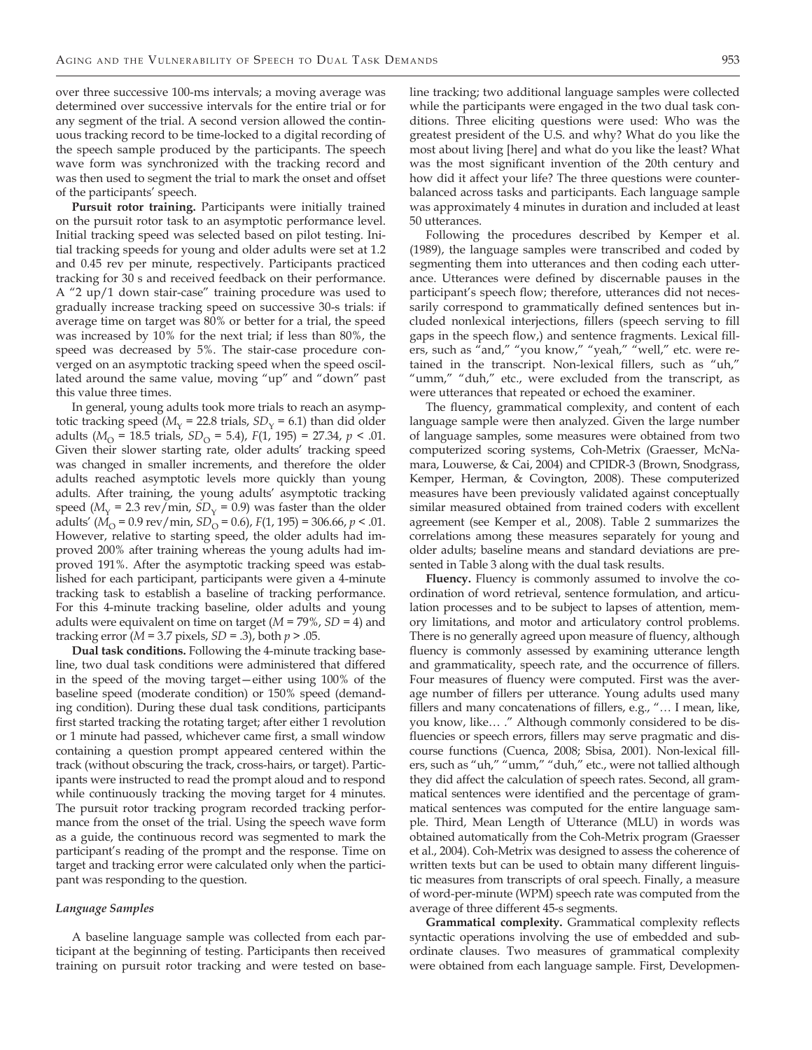over three successive 100-ms intervals; a moving average was determined over successive intervals for the entire trial or for any segment of the trial. A second version allowed the continuous tracking record to be time-locked to a digital recording of the speech sample produced by the participants. The speech wave form was synchronized with the tracking record and was then used to segment the trial to mark the onset and offset of the participants' speech.

**Pursuit rotor training.** Participants were initially trained on the pursuit rotor task to an asymptotic performance level. Initial tracking speed was selected based on pilot testing. Initial tracking speeds for young and older adults were set at 1.2 and 0.45 rev per minute, respectively. Participants practiced tracking for 30 s and received feedback on their performance. A "2 up/1 down stair-case" training procedure was used to gradually increase tracking speed on successive 30-s trials: if average time on target was 80% or better for a trial, the speed was increased by 10% for the next trial; if less than 80%, the speed was decreased by 5%. The stair-case procedure converged on an asymptotic tracking speed when the speed oscillated around the same value, moving "up" and "down" past this value three times.

In general, young adults took more trials to reach an asymptotic tracking speed ($M_Y$ = 22.8 trials, $SD_Y$ = 6.1) than did older adults ($M_O$ = 18.5 trials, $SD_O$ = 5.4), $F(1, 195) = 27.34$, $p < .01$. Given their slower starting rate, older adults' tracking speed was changed in smaller increments, and therefore the older adults reached asymptotic levels more quickly than young adults. After training, the young adults' asymptotic tracking speed ($M_Y$ = 2.3 rev/min, $SD_Y$ = 0.9) was faster than the older adults' ($M_O$ = 0.9 rev/min, $SD_O$ = 0.6), $F(1, 195) = 306.66$, $p < .01$. However, relative to starting speed, the older adults had improved 200% after training whereas the young adults had improved 191%. After the asymptotic tracking speed was established for each participant, participants were given a 4-minute tracking task to establish a baseline of tracking performance. For this 4-minute tracking baseline, older adults and young adults were equivalent on time on target ($M$ = 79%, $SD$ = 4) and tracking error ($M$ = 3.7 pixels, $SD$ = .3), both $p > .05$.

**Dual task conditions.** Following the 4-minute tracking baseline, two dual task conditions were administered that differed in the speed of the moving target—either using 100% of the baseline speed (moderate condition) or 150% speed (demanding condition). During these dual task conditions, participants first started tracking the rotating target; after either 1 revolution or 1 minute had passed, whichever came first, a small window containing a question prompt appeared centered within the track (without obscuring the track, cross-hairs, or target). Participants were instructed to read the prompt aloud and to respond while continuously tracking the moving target for 4 minutes. The pursuit rotor tracking program recorded tracking performance from the onset of the trial. Using the speech wave form as a guide, the continuous record was segmented to mark the participant's reading of the prompt and the response. Time on target and tracking error were calculated only when the participant was responding to the question.

### *Language Samples*

A baseline language sample was collected from each participant at the beginning of testing. Participants then received training on pursuit rotor tracking and were tested on baseline tracking; two additional language samples were collected while the participants were engaged in the two dual task conditions. Three eliciting questions were used: Who was the greatest president of the U.S. and why? What do you like the most about living [here] and what do you like the least? What was the most significant invention of the 20th century and how did it affect your life? The three questions were counterbalanced across tasks and participants. Each language sample was approximately 4 minutes in duration and included at least 50 utterances.

Following the procedures described by Kemper et al. (1989), the language samples were transcribed and coded by segmenting them into utterances and then coding each utterance. Utterances were defined by discernable pauses in the participant's speech flow; therefore, utterances did not necessarily correspond to grammatically defined sentences but included nonlexical interjections, fillers (speech serving to fill gaps in the speech flow,) and sentence fragments. Lexical fillers, such as "and," "you know," "yeah," "well," etc. were retained in the transcript. Non-lexical fillers, such as "uh," "umm," "duh," etc., were excluded from the transcript, as were utterances that repeated or echoed the examiner.

The fluency, grammatical complexity, and content of each language sample were then analyzed. Given the large number of language samples, some measures were obtained from two computerized scoring systems, Coh-Metrix (Graesser, McNamara, Louwerse, & Cai, 2004) and CPIDR-3 (Brown, Snodgrass, Kemper, Herman, & Covington, 2008). These computerized measures have been previously validated against conceptually similar measured obtained from trained coders with excellent agreement (see Kemper et al., 2008). Table 2 summarizes the correlations among these measures separately for young and older adults; baseline means and standard deviations are presented in Table 3 along with the dual task results.

**Fluency.** Fluency is commonly assumed to involve the coordination of word retrieval, sentence formulation, and articulation processes and to be subject to lapses of attention, memory limitations, and motor and articulatory control problems. There is no generally agreed upon measure of fluency, although fluency is commonly assessed by examining utterance length and grammaticality, speech rate, and the occurrence of fillers. Four measures of fluency were computed. First was the average number of fillers per utterance. Young adults used many fillers and many concatenations of fillers, e.g., "… I mean, like, you know, like… ." Although commonly considered to be disfluencies or speech errors, fillers may serve pragmatic and discourse functions (Cuenca, 2008; Sbisa, 2001). Non-lexical fillers, such as "uh," "umm," "duh," etc., were not tallied although they did affect the calculation of speech rates. Second, all grammatical sentences were identified and the percentage of grammatical sentences was computed for the entire language sample. Third, Mean Length of Utterance (MLU) in words was obtained automatically from the Coh-Metrix program (Graesser et al., 2004). Coh-Metrix was designed to assess the coherence of written texts but can be used to obtain many different linguistic measures from transcripts of oral speech. Finally, a measure of word-per-minute (WPM) speech rate was computed from the average of three different 45-s segments.

**Grammatical complexity.** Grammatical complexity reflects syntactic operations involving the use of embedded and subordinate clauses. Two measures of grammatical complexity were obtained from each language sample. First, Developmen-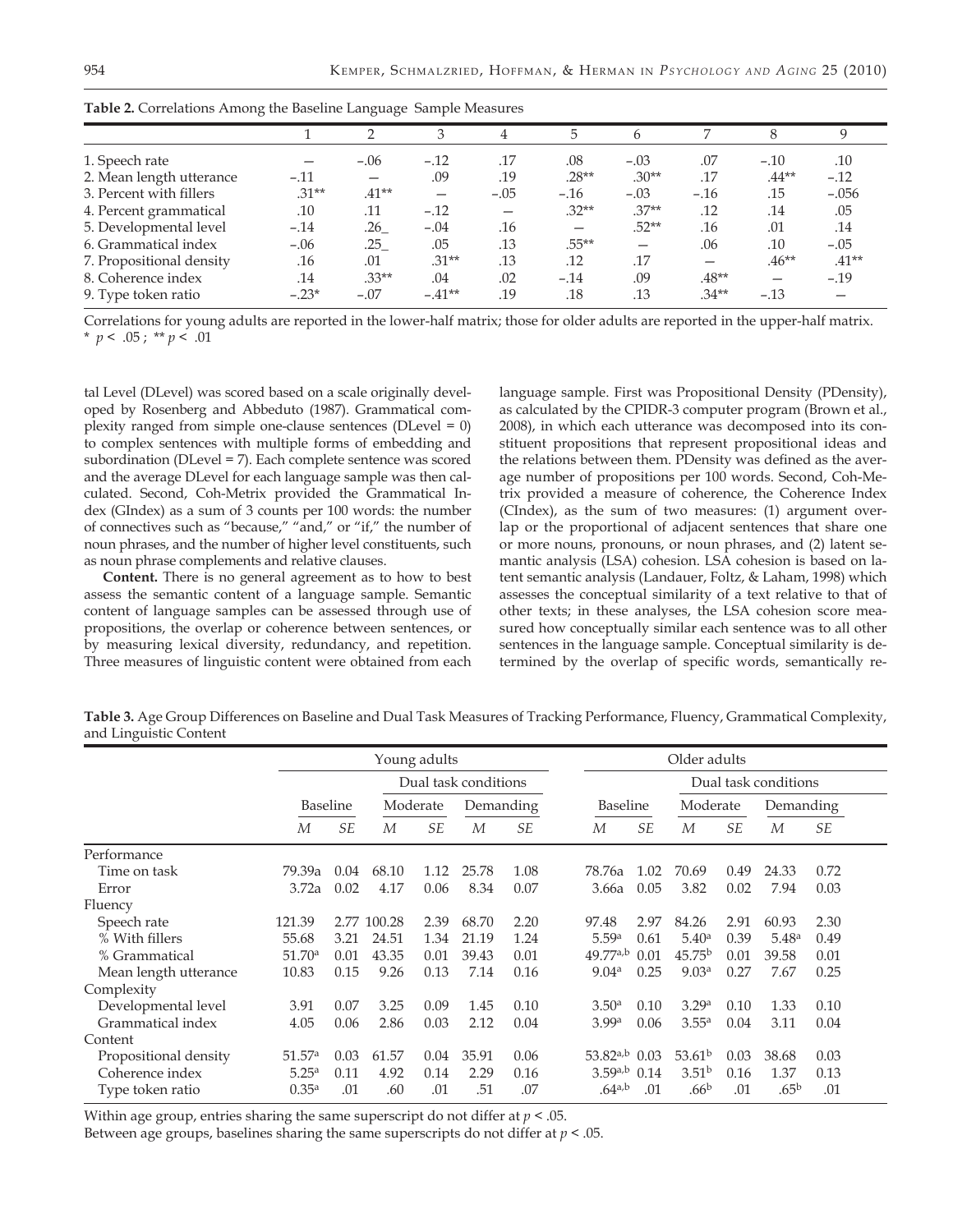**Table 2.** Correlations Among the Baseline Language Sample Measures

| | 1 | 2 | 3 | 4 | 5 | 6 | 7 | 8 | 9 |
|---|---|---|---|---|---|---|---|---|---|
| 1. Speech rate | — | −.06 | −.12 | .17 | .08 | −.03 | .07 | −.10 | .10 |
| 2. Mean length utterance | −.11 | — | .09 | .19 | .28** | .30** | .17 | .44** | −.12 |
| 3. Percent with fillers | .31** | .41** | — | −.05 | −.16 | −.03 | −.16 | .15 | −.056 |
| 4. Percent grammatical | .10 | .11 | −.12 | — | .32** | .37** | .12 | .14 | .05 |
| 5. Developmental level | −.14 | .26_ | −.04 | .16 | — | .52** | .16 | .01 | .14 |
| 6. Grammatical index | −.06 | .25_ | .05 | .13 | .55** | — | .06 | .10 | −.05 |
| 7. Propositional density | .16 | .01 | .31** | .13 | .12 | .17 | — | .46** | .41** |
| 8. Coherence index | .14 | .33** | .04 | .02 | −.14 | .09 | .48** | — | −.19 |
| 9. Type token ratio | −.23* | −.07 | −.41** | .19 | .18 | .13 | .34** | −.13 | — |

Correlations for young adults are reported in the lower-half matrix; those for older adults are reported in the upper-half matrix.
* $p < .05$ ; ** $p < .01$

tal Level (DLevel) was scored based on a scale originally developed by Rosenberg and Abbeduto (1987). Grammatical complexity ranged from simple one-clause sentences (DLevel = 0) to complex sentences with multiple forms of embedding and subordination (DLevel = 7). Each complete sentence was scored and the average DLevel for each language sample was then calculated. Second, Coh-Metrix provided the Grammatical Index (GIndex) as a sum of 3 counts per 100 words: the number of connectives such as "because," "and," or "if," the number of noun phrases, and the number of higher level constituents, such as noun phrase complements and relative clauses.

**Content.** There is no general agreement as to how to best assess the semantic content of a language sample. Semantic content of language samples can be assessed through use of propositions, the overlap or coherence between sentences, or by measuring lexical diversity, redundancy, and repetition. Three measures of linguistic content were obtained from each language sample. First was Propositional Density (PDensity), as calculated by the CPIDR-3 computer program (Brown et al., 2008), in which each utterance was decomposed into its constituent propositions that represent propositional ideas and the relations between them. PDensity was defined as the average number of propositions per 100 words. Second, Coh-Metrix provided a measure of coherence, the Coherence Index (CIndex), as the sum of two measures: (1) argument overlap or the proportional of adjacent sentences that share one or more nouns, pronouns, or noun phrases, and (2) latent semantic analysis (LSA) cohesion. LSA cohesion is based on latent semantic analysis (Landauer, Foltz, & Laham, 1998) which assesses the conceptual similarity of a text relative to that of other texts; in these analyses, the LSA cohesion score measured how conceptually similar each sentence was to all other sentences in the language sample. Conceptual similarity is determined by the overlap of specific words, semantically re-

**Table 3.** Age Group Differences on Baseline and Dual Task Measures of Tracking Performance, Fluency, Grammatical Complexity, and Linguistic Content

| | Young adults | | | | | | Older adults | | | | | |
|---|---|---|---|---|---|---|---|---|---|---|---|---|
| | | | Dual task conditions | | | | | | Dual task conditions | | | |
| | Baseline | | Moderate | | Demanding | | Baseline | | Moderate | | Demanding | |
| | *M* | *SE* | *M* | *SE* | *M* | *SE* | *M* | *SE* | *M* | *SE* | *M* | *SE* |
| Performance | | | | | | | | | | | | |
| Time on task | 79.39a | 0.04 | 68.10 | 1.12 | 25.78 | 1.08 | 78.76a | 1.02 | 70.69 | 0.49 | 24.33 | 0.72 |
| Error | 3.72a | 0.02 | 4.17 | 0.06 | 8.34 | 0.07 | 3.66a | 0.05 | 3.82 | 0.02 | 7.94 | 0.03 |
| Fluency | | | | | | | | | | | | |
| Speech rate | 121.39 | 2.77 | 100.28 | 2.39 | 68.70 | 2.20 | 97.48 | 2.97 | 84.26 | 2.91 | 60.93 | 2.30 |
| % With fillers | 55.68 | 3.21 | 24.51 | 1.34 | 21.19 | 1.24 | 5.59[a] | 0.61 | 5.40[a] | 0.39 | 5.48[a] | 0.49 |
| % Grammatical | 51.70[a] | 0.01 | 43.35 | 0.01 | 39.43 | 0.01 | 49.77[a,b] | 0.01 | 45.75[b] | 0.01 | 39.58 | 0.01 |
| Mean length utterance | 10.83 | 0.15 | 9.26 | 0.13 | 7.14 | 0.16 | 9.04[a] | 0.25 | 9.03[a] | 0.27 | 7.67 | 0.25 |
| Complexity | | | | | | | | | | | | |
| Developmental level | 3.91 | 0.07 | 3.25 | 0.09 | 1.45 | 0.10 | 3.50[a] | 0.10 | 3.29[a] | 0.10 | 1.33 | 0.10 |
| Grammatical index | 4.05 | 0.06 | 2.86 | 0.03 | 2.12 | 0.04 | 3.99[a] | 0.06 | 3.55[a] | 0.04 | 3.11 | 0.04 |
| Content | | | | | | | | | | | | |
| Propositional density | 51.57[a] | 0.03 | 61.57 | 0.04 | 35.91 | 0.06 | 53.82[a,b] | 0.03 | 53.61[b] | 0.03 | 38.68 | 0.03 |
| Coherence index | 5.25[a] | 0.11 | 4.92 | 0.14 | 2.29 | 0.16 | 3.59[a,b] | 0.14 | 3.51[b] | 0.16 | 1.37 | 0.13 |
| Type token ratio | 0.35[a] | .01 | .60 | .01 | .51 | .07 | .64[a,b] | .01 | .66[b] | .01 | .65[b] | .01 |

Within age group, entries sharing the same superscript do not differ at $p < .05$.
Between age groups, baselines sharing the same superscripts do not differ at $p < .05$.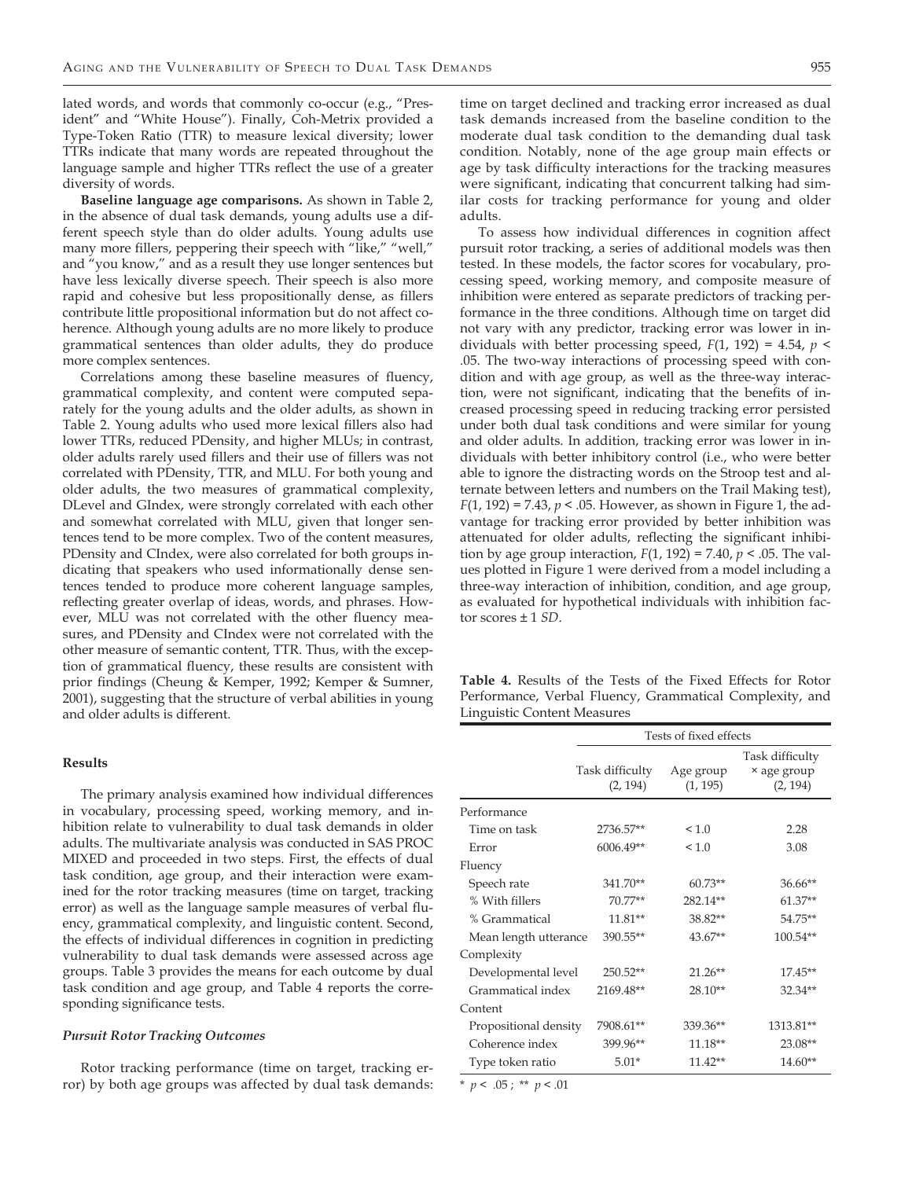lated words, and words that commonly co-occur (e.g., "President" and "White House"). Finally, Coh-Metrix provided a Type-Token Ratio (TTR) to measure lexical diversity; lower TTRs indicate that many words are repeated throughout the language sample and higher TTRs reflect the use of a greater diversity of words.

**Baseline language age comparisons.** As shown in Table 2, in the absence of dual task demands, young adults use a different speech style than do older adults. Young adults use many more fillers, peppering their speech with "like," "well," and "you know," and as a result they use longer sentences but have less lexically diverse speech. Their speech is also more rapid and cohesive but less propositionally dense, as fillers contribute little propositional information but do not affect coherence. Although young adults are no more likely to produce grammatical sentences than older adults, they do produce more complex sentences.

Correlations among these baseline measures of fluency, grammatical complexity, and content were computed separately for the young adults and the older adults, as shown in Table 2. Young adults who used more lexical fillers also had lower TTRs, reduced PDensity, and higher MLUs; in contrast, older adults rarely used fillers and their use of fillers was not correlated with PDensity, TTR, and MLU. For both young and older adults, the two measures of grammatical complexity, DLevel and GIndex, were strongly correlated with each other and somewhat correlated with MLU, given that longer sentences tend to be more complex. Two of the content measures, PDensity and CIndex, were also correlated for both groups indicating that speakers who used informationally dense sentences tended to produce more coherent language samples, reflecting greater overlap of ideas, words, and phrases. However, MLU was not correlated with the other fluency measures, and PDensity and CIndex were not correlated with the other measure of semantic content, TTR. Thus, with the exception of grammatical fluency, these results are consistent with prior findings (Cheung & Kemper, 1992; Kemper & Sumner, 2001), suggesting that the structure of verbal abilities in young and older adults is different.

### Results

The primary analysis examined how individual differences in vocabulary, processing speed, working memory, and inhibition relate to vulnerability to dual task demands in older adults. The multivariate analysis was conducted in SAS PROC MIXED and proceeded in two steps. First, the effects of dual task condition, age group, and their interaction were examined for the rotor tracking measures (time on target, tracking error) as well as the language sample measures of verbal fluency, grammatical complexity, and linguistic content. Second, the effects of individual differences in cognition in predicting vulnerability to dual task demands were assessed across age groups. Table 3 provides the means for each outcome by dual task condition and age group, and Table 4 reports the corresponding significance tests.

#### *Pursuit Rotor Tracking Outcomes*

Rotor tracking performance (time on target, tracking error) by both age groups was affected by dual task demands: time on target declined and tracking error increased as dual task demands increased from the baseline condition to the moderate dual task condition to the demanding dual task condition. Notably, none of the age group main effects or age by task difficulty interactions for the tracking measures were significant, indicating that concurrent talking had similar costs for tracking performance for young and older adults.

To assess how individual differences in cognition affect pursuit rotor tracking, a series of additional models was then tested. In these models, the factor scores for vocabulary, processing speed, working memory, and composite measure of inhibition were entered as separate predictors of tracking performance in the three conditions. Although time on target did not vary with any predictor, tracking error was lower in individuals with better processing speed, $F(1, 192) = 4.54$, $p < .05$. The two-way interactions of processing speed with condition and with age group, as well as the three-way interaction, were not significant, indicating that the benefits of increased processing speed in reducing tracking error persisted under both dual task conditions and were similar for young and older adults. In addition, tracking error was lower in individuals with better inhibitory control (i.e., who were better able to ignore the distracting words on the Stroop test and alternate between letters and numbers on the Trail Making test), $F(1, 192) = 7.43$, $p < .05$. However, as shown in Figure 1, the advantage for tracking error provided by better inhibition was attenuated for older adults, reflecting the significant inhibition by age group interaction, $F(1, 192) = 7.40$, $p < .05$. The values plotted in Figure 1 were derived from a model including a three-way interaction of inhibition, condition, and age group, as evaluated for hypothetical individuals with inhibition factor scores ± 1 *SD*.

**Table 4.** Results of the Tests of the Fixed Effects for Rotor Performance, Verbal Fluency, Grammatical Complexity, and Linguistic Content Measures

| | Tests of fixed effects | | |
|---|---|---|---|
| | Task difficulty (2, 194) | Age group (1, 195) | Task difficulty × age group (2, 194) |
| Performance | | | |
| Time on task | 2736.57** | < 1.0 | 2.28 |
| Error | 6006.49** | < 1.0 | 3.08 |
| Fluency | | | |
| Speech rate | 341.70** | 60.73** | 36.66** |
| % With fillers | 70.77** | 282.14** | 61.37** |
| % Grammatical | 11.81** | 38.82** | 54.75** |
| Mean length utterance | 390.55** | 43.67** | 100.54** |
| Complexity | | | |
| Developmental level | 250.52** | 21.26** | 17.45** |
| Grammatical index | 2169.48** | 28.10** | 32.34** |
| Content | | | |
| Propositional density | 7908.61** | 339.36** | 1313.81** |
| Coherence index | 399.96** | 11.18** | 23.08** |
| Type token ratio | 5.01* | 11.42** | 14.60** |

\* $p < .05$ ; ** $p < .01$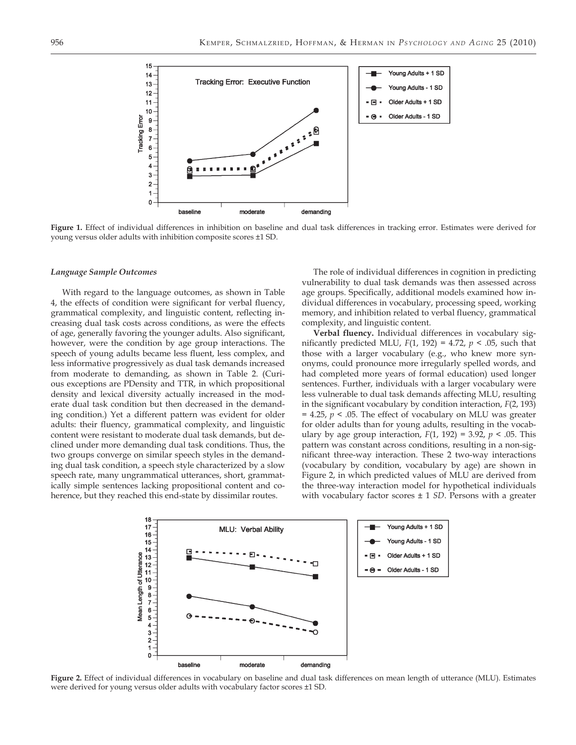Tracking Error: Executive Function

Tracking Error

15
14
13
12
11
10
9
8
7
6
5
4
3
2
1
0

baseline
moderate
demanding

Young Adults + 1 SD
Young Adults - 1 SD
Older Adults + 1 SD
Older Adults - 1 SD

**Figure 1.** Effect of individual differences in inhibition on baseline and dual task differences in tracking error. Estimates were derived for young versus older adults with inhibition composite scores ±1 SD.

### *Language Sample Outcomes*

With regard to the language outcomes, as shown in Table 4, the effects of condition were significant for verbal fluency, grammatical complexity, and linguistic content, reflecting increasing dual task costs across conditions, as were the effects of age, generally favoring the younger adults. Also significant, however, were the condition by age group interactions. The speech of young adults became less fluent, less complex, and less informative progressively as dual task demands increased from moderate to demanding, as shown in Table 2. (Curious exceptions are PDensity and TTR, in which propositional density and lexical diversity actually increased in the moderate dual task condition but then decreased in the demanding condition.) Yet a different pattern was evident for older adults: their fluency, grammatical complexity, and linguistic content were resistant to moderate dual task demands, but declined under more demanding dual task conditions. Thus, the two groups converge on similar speech styles in the demanding dual task condition, a speech style characterized by a slow speech rate, many ungrammatical utterances, short, grammatically simple sentences lacking propositional content and coherence, but they reached this end-state by dissimilar routes.

The role of individual differences in cognition in predicting vulnerability to dual task demands was then assessed across age groups. Specifically, additional models examined how individual differences in vocabulary, processing speed, working memory, and inhibition related to verbal fluency, grammatical complexity, and linguistic content.

**Verbal fluency.** Individual differences in vocabulary significantly predicted MLU, $F(1, 192) = 4.72$, $p < .05$, such that those with a larger vocabulary (e.g., who knew more synonyms, could pronounce more irregularly spelled words, and had completed more years of formal education) used longer sentences. Further, individuals with a larger vocabulary were less vulnerable to dual task demands affecting MLU, resulting in the significant vocabulary by condition interaction, $F(2, 193) = 4.25$, $p < .05$. The effect of vocabulary on MLU was greater for older adults than for young adults, resulting in the vocabulary by age group interaction, $F(1, 192) = 3.92$, $p < .05$. This pattern was constant across conditions, resulting in a non-significant three-way interaction. These 2 two-way interactions (vocabulary by condition, vocabulary by age) are shown in Figure 2, in which predicted values of MLU are derived from the three-way interaction model for hypothetical individuals with vocabulary factor scores ± 1 *SD*. Persons with a greater

MLU: Verbal Ability

Mean Length of Utterance

18
17
16
15
14
13
12
11
10
9
8
7
6
5
4
3
2
1
0

baseline
moderate
demanding

Young Adults + 1 SD
Young Adults - 1 SD
Older Adults + 1 SD
Older Adults - 1 SD

**Figure 2.** Effect of individual differences in vocabulary on baseline and dual task differences on mean length of utterance (MLU). Estimates were derived for young versus older adults with vocabulary factor scores ±1 SD.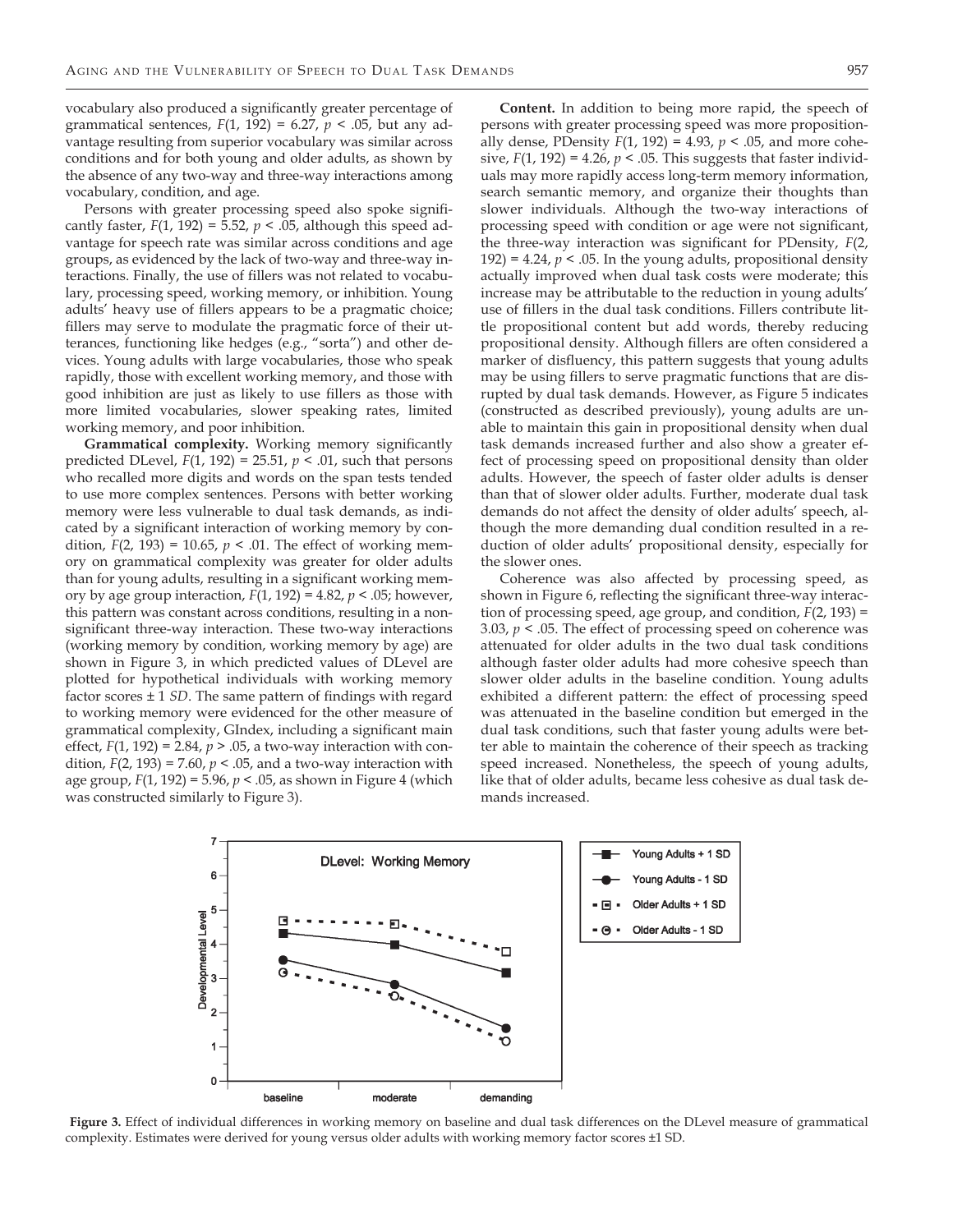vocabulary also produced a significantly greater percentage of grammatical sentences, $F(1, 192) = 6.27$, $p < .05$, but any advantage resulting from superior vocabulary was similar across conditions and for both young and older adults, as shown by the absence of any two-way and three-way interactions among vocabulary, condition, and age.

Persons with greater processing speed also spoke significantly faster, $F(1, 192) = 5.52$, $p < .05$, although this speed advantage for speech rate was similar across conditions and age groups, as evidenced by the lack of two-way and three-way interactions. Finally, the use of fillers was not related to vocabulary, processing speed, working memory, or inhibition. Young adults' heavy use of fillers appears to be a pragmatic choice; fillers may serve to modulate the pragmatic force of their utterances, functioning like hedges (e.g., "sorta") and other devices. Young adults with large vocabularies, those who speak rapidly, those with excellent working memory, and those with good inhibition are just as likely to use fillers as those with more limited vocabularies, slower speaking rates, limited working memory, and poor inhibition.

**Grammatical complexity.** Working memory significantly predicted DLevel, $F(1, 192) = 25.51$, $p < .01$, such that persons who recalled more digits and words on the span tests tended to use more complex sentences. Persons with better working memory were less vulnerable to dual task demands, as indicated by a significant interaction of working memory by condition, $F(2, 193) = 10.65$, $p < .01$. The effect of working memory on grammatical complexity was greater for older adults than for young adults, resulting in a significant working memory by age group interaction, $F(1, 192) = 4.82$, $p < .05$; however, this pattern was constant across conditions, resulting in a nonsignificant three-way interaction. These two-way interactions (working memory by condition, working memory by age) are shown in Figure 3, in which predicted values of DLevel are plotted for hypothetical individuals with working memory factor scores ± 1 *SD*. The same pattern of findings with regard to working memory were evidenced for the other measure of grammatical complexity, GIndex, including a significant main effect, $F(1, 192) = 2.84$, $p > .05$, a two-way interaction with condition, $F(2, 193) = 7.60$, $p < .05$, and a two-way interaction with age group, $F(1, 192) = 5.96$, $p < .05$, as shown in Figure 4 (which was constructed similarly to Figure 3).

**Content.** In addition to being more rapid, the speech of persons with greater processing speed was more propositionally dense, PDensity $F(1, 192) = 4.93$, $p < .05$, and more cohesive, $F(1, 192) = 4.26$, $p < .05$. This suggests that faster individuals may more rapidly access long-term memory information, search semantic memory, and organize their thoughts than slower individuals. Although the two-way interactions of processing speed with condition or age were not significant, the three-way interaction was significant for PDensity, $F(2, 192) = 4.24$, $p < .05$. In the young adults, propositional density actually improved when dual task costs were moderate; this increase may be attributable to the reduction in young adults' use of fillers in the dual task conditions. Fillers contribute little propositional content but add words, thereby reducing propositional density. Although fillers are often considered a marker of disfluency, this pattern suggests that young adults may be using fillers to serve pragmatic functions that are disrupted by dual task demands. However, as Figure 5 indicates (constructed as described previously), young adults are unable to maintain this gain in propositional density when dual task demands increased further and also show a greater effect of processing speed on propositional density than older adults. However, the speech of faster older adults is denser than that of slower older adults. Further, moderate dual task demands do not affect the density of older adults' speech, although the more demanding dual condition resulted in a reduction of older adults' propositional density, especially for the slower ones.

Coherence was also affected by processing speed, as shown in Figure 6, reflecting the significant three-way interaction of processing speed, age group, and condition, $F(2, 193) = 3.03$, $p < .05$. The effect of processing speed on coherence was attenuated for older adults in the two dual task conditions although faster older adults had more cohesive speech than slower older adults in the baseline condition. Young adults exhibited a different pattern: the effect of processing speed was attenuated in the baseline condition but emerged in the dual task conditions, such that faster young adults were better able to maintain the coherence of their speech as tracking speed increased. Nonetheless, the speech of young adults, like that of older adults, became less cohesive as dual task demands increased.

**Figure 3.** Effect of individual differences in working memory on baseline and dual task differences on the DLevel measure of grammatical complexity. Estimates were derived for young versus older adults with working memory factor scores ±1 SD.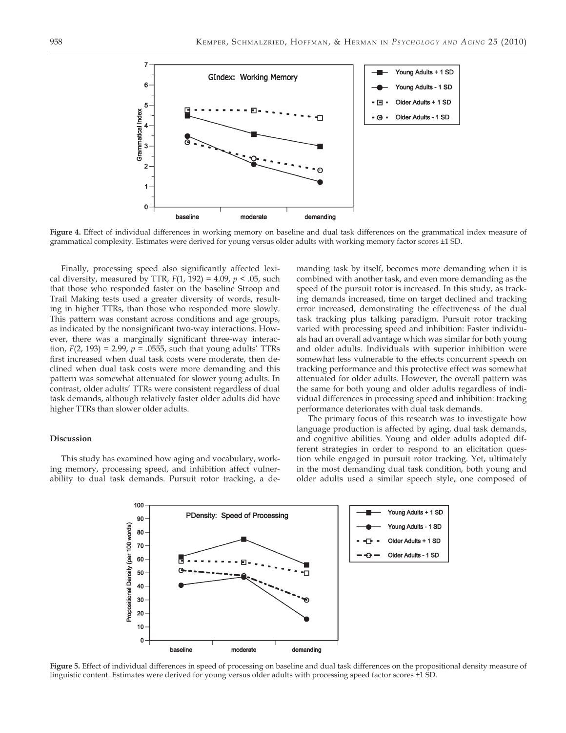7
6
5
4
3
2
1
0

Grammatical Index

GIndex: Working Memory

baseline moderate demanding

Young Adults + 1 SD
Young Adults - 1 SD
Older Adults + 1 SD
Older Adults - 1 SD

**Figure 4.** Effect of individual differences in working memory on baseline and dual task differences on the grammatical index measure of grammatical complexity. Estimates were derived for young versus older adults with working memory factor scores ±1 SD.

Finally, processing speed also significantly affected lexical diversity, measured by TTR, $F(1, 192) = 4.09$, $p < .05$, such that those who responded faster on the baseline Stroop and Trail Making tests used a greater diversity of words, resulting in higher TTRs, than those who responded more slowly. This pattern was constant across conditions and age groups, as indicated by the nonsignificant two-way interactions. However, there was a marginally significant three-way interaction, $F(2, 193) = 2.99$, $p = .0555$, such that young adults' TTRs first increased when dual task costs were moderate, then declined when dual task costs were more demanding and this pattern was somewhat attenuated for slower young adults. In contrast, older adults' TTRs were consistent regardless of dual task demands, although relatively faster older adults did have higher TTRs than slower older adults.

## Discussion

This study has examined how aging and vocabulary, working memory, processing speed, and inhibition affect vulnerability to dual task demands. Pursuit rotor tracking, a demanding task by itself, becomes more demanding when it is combined with another task, and even more demanding as the speed of the pursuit rotor is increased. In this study, as tracking demands increased, time on target declined and tracking error increased, demonstrating the effectiveness of the dual task tracking plus talking paradigm. Pursuit rotor tracking varied with processing speed and inhibition: Faster individuals had an overall advantage which was similar for both young and older adults. Individuals with superior inhibition were somewhat less vulnerable to the effects concurrent speech on tracking performance and this protective effect was somewhat attenuated for older adults. However, the overall pattern was the same for both young and older adults regardless of individual differences in processing speed and inhibition: tracking performance deteriorates with dual task demands.

The primary focus of this research was to investigate how language production is affected by aging, dual task demands, and cognitive abilities. Young and older adults adopted different strategies in order to respond to an elicitation question while engaged in pursuit rotor tracking. Yet, ultimately in the most demanding dual task condition, both young and older adults used a similar speech style, one composed of

100
90
80
70
60
50
40
30
20
10
0

Propositional Density (per 100 words)

PDensity: Speed of Processing

baseline moderate demanding

Young Adults + 1 SD
Young Adults - 1 SD
Older Adults + 1 SD
Older Adults - 1 SD

**Figure 5.** Effect of individual differences in speed of processing on baseline and dual task differences on the propositional density measure of linguistic content. Estimates were derived for young versus older adults with processing speed factor scores ±1 SD.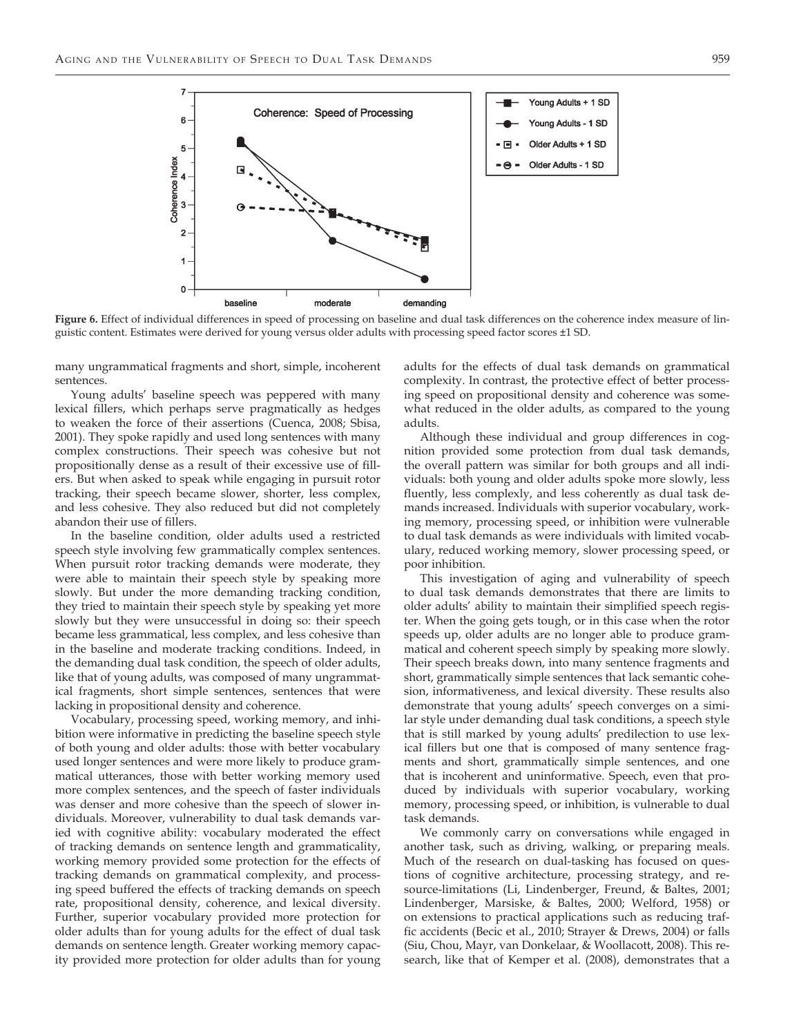**Figure 6.** Effect of individual differences in speed of processing on baseline and dual task differences on the coherence index measure of linguistic content. Estimates were derived for young versus older adults with processing speed factor scores ±1 SD.

many ungrammatical fragments and short, simple, incoherent sentences.

Young adults' baseline speech was peppered with many lexical fillers, which perhaps serve pragmatically as hedges to weaken the force of their assertions (Cuenca, 2008; Sbisa, 2001). They spoke rapidly and used long sentences with many complex constructions. Their speech was cohesive but not propositionally dense as a result of their excessive use of fillers. But when asked to speak while engaging in pursuit rotor tracking, their speech became slower, shorter, less complex, and less cohesive. They also reduced but did not completely abandon their use of fillers.

In the baseline condition, older adults used a restricted speech style involving few grammatically complex sentences. When pursuit rotor tracking demands were moderate, they were able to maintain their speech style by speaking more slowly. But under the more demanding tracking condition, they tried to maintain their speech style by speaking yet more slowly but they were unsuccessful in doing so: their speech became less grammatical, less complex, and less cohesive than in the baseline and moderate tracking conditions. Indeed, in the demanding dual task condition, the speech of older adults, like that of young adults, was composed of many ungrammatical fragments, short simple sentences, sentences that were lacking in propositional density and coherence.

Vocabulary, processing speed, working memory, and inhibition were informative in predicting the baseline speech style of both young and older adults: those with better vocabulary used longer sentences and were more likely to produce grammatical utterances, those with better working memory used more complex sentences, and the speech of faster individuals was denser and more cohesive than the speech of slower individuals. Moreover, vulnerability to dual task demands varied with cognitive ability: vocabulary moderated the effect of tracking demands on sentence length and grammaticality, working memory provided some protection for the effects of tracking demands on grammatical complexity, and processing speed buffered the effects of tracking demands on speech rate, propositional density, coherence, and lexical diversity. Further, superior vocabulary provided more protection for older adults than for young adults for the effect of dual task demands on sentence length. Greater working memory capacity provided more protection for older adults than for young adults for the effects of dual task demands on grammatical complexity. In contrast, the protective effect of better processing speed on propositional density and coherence was somewhat reduced in the older adults, as compared to the young adults.

Although these individual and group differences in cognition provided some protection from dual task demands, the overall pattern was similar for both groups and all individuals: both young and older adults spoke more slowly, less fluently, less complexly, and less coherently as dual task demands increased. Individuals with superior vocabulary, working memory, processing speed, or inhibition were vulnerable to dual task demands as were individuals with limited vocabulary, reduced working memory, slower processing speed, or poor inhibition.

This investigation of aging and vulnerability of speech to dual task demands demonstrates that there are limits to older adults' ability to maintain their simplified speech register. When the going gets tough, or in this case when the rotor speeds up, older adults are no longer able to produce grammatical and coherent speech simply by speaking more slowly. Their speech breaks down, into many sentence fragments and short, grammatically simple sentences that lack semantic cohesion, informativeness, and lexical diversity. These results also demonstrate that young adults' speech converges on a similar style under demanding dual task conditions, a speech style that is still marked by young adults' predilection to use lexical fillers but one that is composed of many sentence fragments and short, grammatically simple sentences, and one that is incoherent and uninformative. Speech, even that produced by individuals with superior vocabulary, working memory, processing speed, or inhibition, is vulnerable to dual task demands.

We commonly carry on conversations while engaged in another task, such as driving, walking, or preparing meals. Much of the research on dual-tasking has focused on questions of cognitive architecture, processing strategy, and resource-limitations (Li, Lindenberger, Freund, & Baltes, 2001; Lindenberger, Marsiske, & Baltes, 2000; Welford, 1958) or on extensions to practical applications such as reducing traffic accidents (Becic et al., 2010; Strayer & Drews, 2004) or falls (Siu, Chou, Mayr, van Donkelaar, & Woollacott, 2008). This research, like that of Kemper et al. (2008), demonstrates that a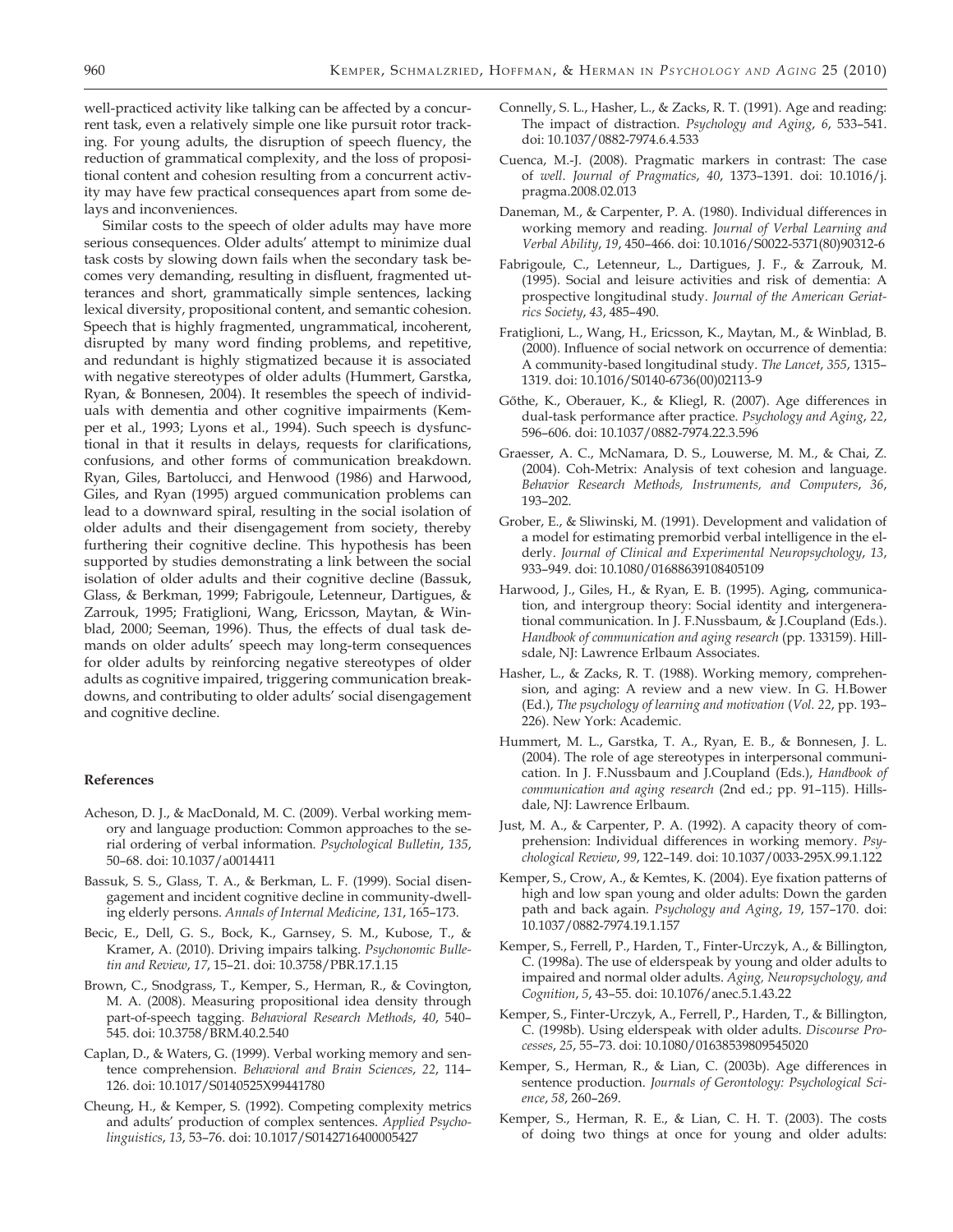well-practiced activity like talking can be affected by a concurrent task, even a relatively simple one like pursuit rotor tracking. For young adults, the disruption of speech fluency, the reduction of grammatical complexity, and the loss of propositional content and cohesion resulting from a concurrent activity may have few practical consequences apart from some delays and inconveniences.

Similar costs to the speech of older adults may have more serious consequences. Older adults' attempt to minimize dual task costs by slowing down fails when the secondary task becomes very demanding, resulting in disfluent, fragmented utterances and short, grammatically simple sentences, lacking lexical diversity, propositional content, and semantic cohesion. Speech that is highly fragmented, ungrammatical, incoherent, disrupted by many word finding problems, and repetitive, and redundant is highly stigmatized because it is associated with negative stereotypes of older adults (Hummert, Garstka, Ryan, & Bonnesen, 2004). It resembles the speech of individuals with dementia and other cognitive impairments (Kemper et al., 1993; Lyons et al., 1994). Such speech is dysfunctional in that it results in delays, requests for clarifications, confusions, and other forms of communication breakdown. Ryan, Giles, Bartolucci, and Henwood (1986) and Harwood, Giles, and Ryan (1995) argued communication problems can lead to a downward spiral, resulting in the social isolation of older adults and their disengagement from society, thereby furthering their cognitive decline. This hypothesis has been supported by studies demonstrating a link between the social isolation of older adults and their cognitive decline (Bassuk, Glass, & Berkman, 1999; Fabrigoule, Letenneur, Dartigues, & Zarrouk, 1995; Fratiglioni, Wang, Ericsson, Maytan, & Winblad, 2000; Seeman, 1996). Thus, the effects of dual task demands on older adults' speech may long-term consequences for older adults by reinforcing negative stereotypes of older adults as cognitive impaired, triggering communication breakdowns, and contributing to older adults' social disengagement and cognitive decline.

#### References

- Acheson, D. J., & MacDonald, M. C. (2009). Verbal working memory and language production: Common approaches to the serial ordering of verbal information. *Psychological Bulletin*, *135*, 50–68. doi: 10.1037/a0014411
- Bassuk, S. S., Glass, T. A., & Berkman, L. F. (1999). Social disengagement and incident cognitive decline in community-dwelling elderly persons. *Annals of Internal Medicine*, *131*, 165–173.
- Becic, E., Dell, G. S., Bock, K., Garnsey, S. M., Kubose, T., & Kramer, A. (2010). Driving impairs talking. *Psychonomic Bulletin and Review*, *17*, 15–21. doi: 10.3758/PBR.17.1.15
- Brown, C., Snodgrass, T., Kemper, S., Herman, R., & Covington, M. A. (2008). Measuring propositional idea density through part-of-speech tagging. *Behavioral Research Methods*, *40*, 540–545. doi: 10.3758/BRM.40.2.540
- Caplan, D., & Waters, G. (1999). Verbal working memory and sentence comprehension. *Behavioral and Brain Sciences*, *22*, 114–126. doi: 10.1017/S0140525X99441780
- Cheung, H., & Kemper, S. (1992). Competing complexity metrics and adults' production of complex sentences. *Applied Psycholinguistics*, *13*, 53–76. doi: 10.1017/S0142716400005427
- Connelly, S. L., Hasher, L., & Zacks, R. T. (1991). Age and reading: The impact of distraction. *Psychology and Aging*, *6*, 533–541. doi: 10.1037/0882-7974.6.4.533
- Cuenca, M.-J. (2008). Pragmatic markers in contrast: The case of *well*. *Journal of Pragmatics*, *40*, 1373–1391. doi: 10.1016/j.pragma.2008.02.013
- Daneman, M., & Carpenter, P. A. (1980). Individual differences in working memory and reading. *Journal of Verbal Learning and Verbal Ability*, *19*, 450–466. doi: 10.1016/S0022-5371(80)90312-6
- Fabrigoule, C., Letenneur, L., Dartigues, J. F., & Zarrouk, M. (1995). Social and leisure activities and risk of dementia: A prospective longitudinal study. *Journal of the American Geriatrics Society*, *43*, 485–490.
- Fratiglioni, L., Wang, H., Ericsson, K., Maytan, M., & Winblad, B. (2000). Influence of social network on occurrence of dementia: A community-based longitudinal study. *The Lancet*, *355*, 1315–1319. doi: 10.1016/S0140-6736(00)02113-9
- Gőthe, K., Oberauer, K., & Kliegl, R. (2007). Age differences in dual-task performance after practice. *Psychology and Aging*, *22*, 596–606. doi: 10.1037/0882-7974.22.3.596
- Graesser, A. C., McNamara, D. S., Louwerse, M. M., & Chai, Z. (2004). Coh-Metrix: Analysis of text cohesion and language. *Behavior Research Methods, Instruments, and Computers*, *36*, 193–202.
- Grober, E., & Sliwinski, M. (1991). Development and validation of a model for estimating premorbid verbal intelligence in the elderly. *Journal of Clinical and Experimental Neuropsychology*, *13*, 933–949. doi: 10.1080/01688639108405109
- Harwood, J., Giles, H., & Ryan, E. B. (1995). Aging, communication, and intergroup theory: Social identity and intergenerational communication. In J. F.Nussbaum, & J.Coupland (Eds.). *Handbook of communication and aging research* (pp. 133159). Hillsdale, NJ: Lawrence Erlbaum Associates.
- Hasher, L., & Zacks, R. T. (1988). Working memory, comprehension, and aging: A review and a new view. In G. H.Bower (Ed.), *The psychology of learning and motivation* (*Vol. 22*, pp. 193–226). New York: Academic.
- Hummert, M. L., Garstka, T. A., Ryan, E. B., & Bonnesen, J. L. (2004). The role of age stereotypes in interpersonal communication. In J. F.Nussbaum and J.Coupland (Eds.), *Handbook of communication and aging research* (2nd ed.; pp. 91–115). Hillsdale, NJ: Lawrence Erlbaum.
- Just, M. A., & Carpenter, P. A. (1992). A capacity theory of comprehension: Individual differences in working memory. *Psychological Review*, *99*, 122–149. doi: 10.1037/0033-295X.99.1.122
- Kemper, S., Crow, A., & Kemtes, K. (2004). Eye fixation patterns of high and low span young and older adults: Down the garden path and back again. *Psychology and Aging*, *19*, 157–170. doi: 10.1037/0882-7974.19.1.157
- Kemper, S., Ferrell, P., Harden, T., Finter-Urczyk, A., & Billington, C. (1998a). The use of elderspeak by young and older adults to impaired and normal older adults. *Aging, Neuropsychology, and Cognition*, *5*, 43–55. doi: 10.1076/anec.5.1.43.22
- Kemper, S., Finter-Urczyk, A., Ferrell, P., Harden, T., & Billington, C. (1998b). Using elderspeak with older adults. *Discourse Processes*, *25*, 55–73. doi: 10.1080/01638539809545020
- Kemper, S., Herman, R., & Lian, C. (2003b). Age differences in sentence production. *Journals of Gerontology: Psychological Science*, *58*, 260–269.
- Kemper, S., Herman, R. E., & Lian, C. H. T. (2003). The costs of doing two things at once for young and older adults: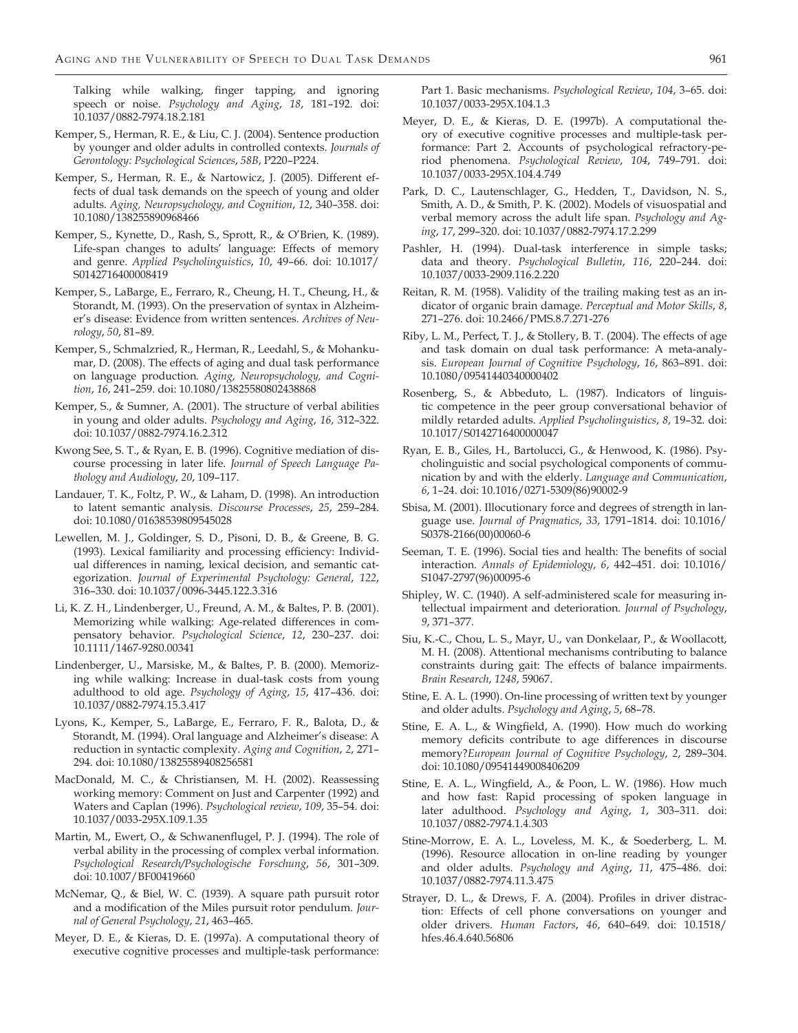Talking while walking, finger tapping, and ignoring speech or noise. *Psychology and Aging*, *18*, 181–192. doi: 10.1037/0882-7974.18.2.181

Kemper, S., Herman, R. E., & Liu, C. J. (2004). Sentence production by younger and older adults in controlled contexts. *Journals of Gerontology: Psychological Sciences*, *58B*, P220–P224.

Kemper, S., Herman, R. E., & Nartowicz, J. (2005). Different effects of dual task demands on the speech of young and older adults. *Aging, Neuropsychology, and Cognition*, *12*, 340–358. doi: 10.1080/138255890968466

Kemper, S., Kynette, D., Rash, S., Sprott, R., & O'Brien, K. (1989). Life-span changes to adults' language: Effects of memory and genre. *Applied Psycholinguistics*, *10*, 49–66. doi: 10.1017/S0142716400008419

Kemper, S., LaBarge, E., Ferraro, R., Cheung, H. T., Cheung, H., & Storandt, M. (1993). On the preservation of syntax in Alzheimer's disease: Evidence from written sentences. *Archives of Neurology*, *50*, 81–89.

Kemper, S., Schmalzried, R., Herman, R., Leedahl, S., & Mohankumar, D. (2008). The effects of aging and dual task performance on language production. *Aging, Neuropsychology, and Cognition*, *16*, 241–259. doi: 10.1080/13825580802438868

Kemper, S., & Sumner, A. (2001). The structure of verbal abilities in young and older adults. *Psychology and Aging*, *16*, 312–322. doi: 10.1037/0882-7974.16.2.312

Kwong See, S. T., & Ryan, E. B. (1996). Cognitive mediation of discourse processing in later life. *Journal of Speech Language Pathology and Audiology*, *20*, 109–117.

Landauer, T. K., Foltz, P. W., & Laham, D. (1998). An introduction to latent semantic analysis. *Discourse Processes*, *25*, 259–284. doi: 10.1080/01638539809545028

Lewellen, M. J., Goldinger, S. D., Pisoni, D. B., & Greene, B. G. (1993). Lexical familiarity and processing efficiency: Individual differences in naming, lexical decision, and semantic categorization. *Journal of Experimental Psychology: General*, *122*, 316–330. doi: 10.1037/0096-3445.122.3.316

Li, K. Z. H., Lindenberger, U., Freund, A. M., & Baltes, P. B. (2001). Memorizing while walking: Age-related differences in compensatory behavior. *Psychological Science*, *12*, 230–237. doi: 10.1111/1467-9280.00341

Lindenberger, U., Marsiske, M., & Baltes, P. B. (2000). Memorizing while walking: Increase in dual-task costs from young adulthood to old age. *Psychology of Aging*, *15*, 417–436. doi: 10.1037/0882-7974.15.3.417

Lyons, K., Kemper, S., LaBarge, E., Ferraro, F. R., Balota, D., & Storandt, M. (1994). Oral language and Alzheimer's disease: A reduction in syntactic complexity. *Aging and Cognition*, *2*, 271–294. doi: 10.1080/13825589408256581

MacDonald, M. C., & Christiansen, M. H. (2002). Reassessing working memory: Comment on Just and Carpenter (1992) and Waters and Caplan (1996). *Psychological review*, *109*, 35–54. doi: 10.1037/0033-295X.109.1.35

Martin, M., Ewert, O., & Schwanenflugel, P. J. (1994). The role of verbal ability in the processing of complex verbal information. *Psychological Research/Psychologische Forschung*, *56*, 301–309. doi: 10.1007/BF00419660

McNemar, Q., & Biel, W. C. (1939). A square path pursuit rotor and a modification of the Miles pursuit rotor pendulum. *Journal of General Psychology*, *21*, 463–465.

Meyer, D. E., & Kieras, D. E. (1997a). A computational theory of executive cognitive processes and multiple-task performance: Part 1. Basic mechanisms. *Psychological Review*, *104*, 3–65. doi: 10.1037/0033-295X.104.1.3

Meyer, D. E., & Kieras, D. E. (1997b). A computational theory of executive cognitive processes and multiple-task performance: Part 2. Accounts of psychological refractory-period phenomena. *Psychological Review*, *104*, 749–791. doi: 10.1037/0033-295X.104.4.749

Park, D. C., Lautenschlager, G., Hedden, T., Davidson, N. S., Smith, A. D., & Smith, P. K. (2002). Models of visuospatial and verbal memory across the adult life span. *Psychology and Aging*, *17*, 299–320. doi: 10.1037/0882-7974.17.2.299

Pashler, H. (1994). Dual-task interference in simple tasks; data and theory. *Psychological Bulletin*, *116*, 220–244. doi: 10.1037/0033-2909.116.2.220

Reitan, R. M. (1958). Validity of the trailing making test as an indicator of organic brain damage. *Perceptual and Motor Skills*, *8*, 271–276. doi: 10.2466/PMS.8.7.271-276

Riby, L. M., Perfect, T. J., & Stollery, B. T. (2004). The effects of age and task domain on dual task performance: A meta-analysis. *European Journal of Cognitive Psychology*, *16*, 863–891. doi: 10.1080/09541440340000402

Rosenberg, S., & Abbeduto, L. (1987). Indicators of linguistic competence in the peer group conversational behavior of mildly retarded adults. *Applied Psycholinguistics*, *8*, 19–32. doi: 10.1017/S0142716400000047

Ryan, E. B., Giles, H., Bartolucci, G., & Henwood, K. (1986). Psycholinguistic and social psychological components of communication by and with the elderly. *Language and Communication*, *6*, 1–24. doi: 10.1016/0271-5309(86)90002-9

Sbisa, M. (2001). Illocutionary force and degrees of strength in language use. *Journal of Pragmatics*, *33*, 1791–1814. doi: 10.1016/S0378-2166(00)00060-6

Seeman, T. E. (1996). Social ties and health: The benefits of social interaction. *Annals of Epidemiology*, *6*, 442–451. doi: 10.1016/S1047-2797(96)00095-6

Shipley, W. C. (1940). A self-administered scale for measuring intellectual impairment and deterioration. *Journal of Psychology*, *9*, 371–377.

Siu, K.-C., Chou, L. S., Mayr, U., van Donkelaar, P., & Woollacott, M. H. (2008). Attentional mechanisms contributing to balance constraints during gait: The effects of balance impairments. *Brain Research*, *1248*, 59067.

Stine, E. A. L. (1990). On-line processing of written text by younger and older adults. *Psychology and Aging*, *5*, 68–78.

Stine, E. A. L., & Wingfield, A. (1990). How much do working memory deficits contribute to age differences in discourse memory?*European Journal of Cognitive Psychology*, *2*, 289–304. doi: 10.1080/09541449008406209

Stine, E. A. L., Wingfield, A., & Poon, L. W. (1986). How much and how fast: Rapid processing of spoken language in later adulthood. *Psychology and Aging*, *1*, 303–311. doi: 10.1037/0882-7974.1.4.303

Stine-Morrow, E. A. L., Loveless, M. K., & Soederberg, L. M. (1996). Resource allocation in on-line reading by younger and older adults. *Psychology and Aging*, *11*, 475–486. doi: 10.1037/0882-7974.11.3.475

Strayer, D. L., & Drews, F. A. (2004). Profiles in driver distraction: Effects of cell phone conversations on younger and older drivers. *Human Factors*, *46*, 640–649. doi: 10.1518/hfes.46.4.640.56806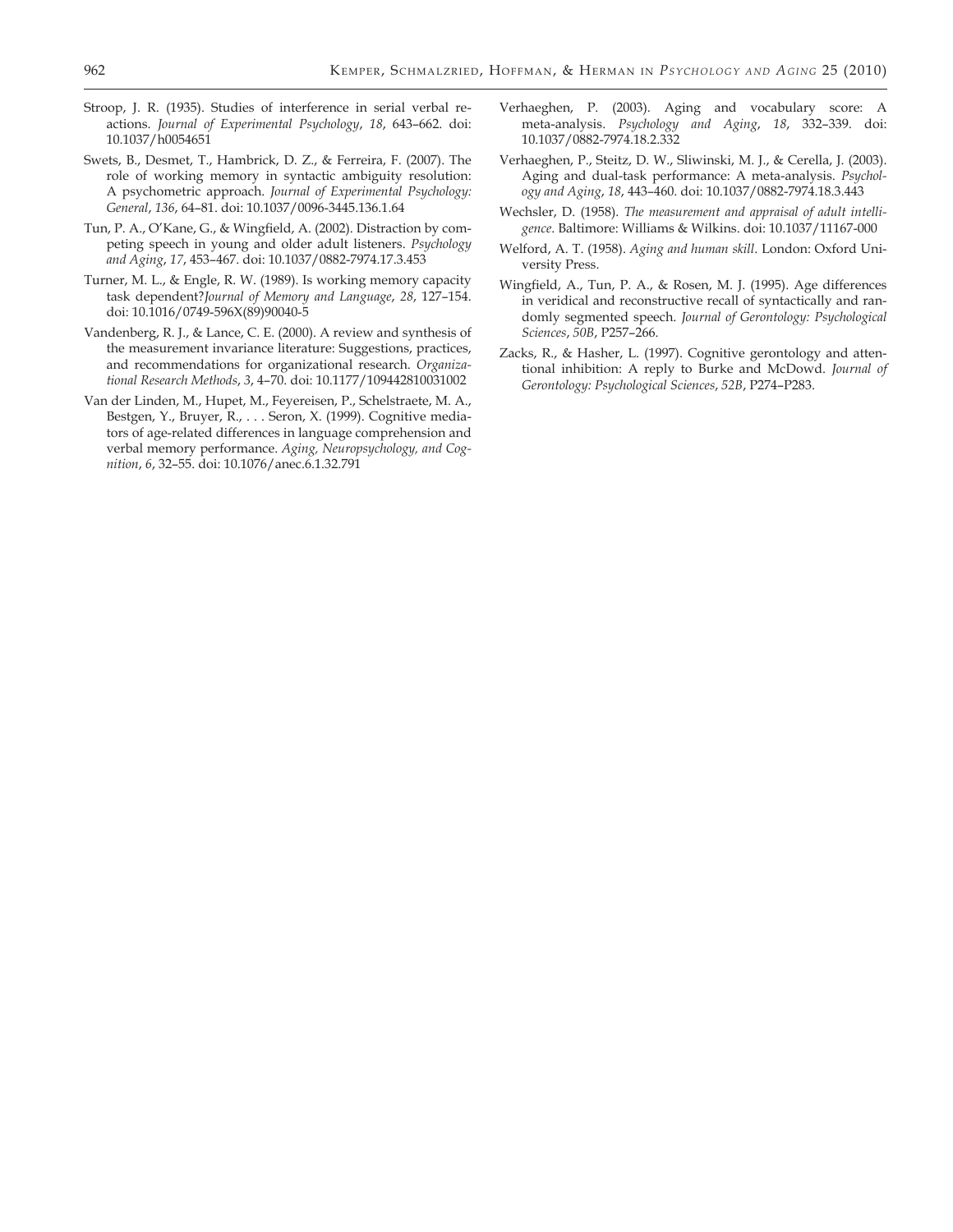Stroop, J. R. (1935). Studies of interference in serial verbal reactions. *Journal of Experimental Psychology*, *18*, 643–662. doi: 10.1037/h0054651

Swets, B., Desmet, T., Hambrick, D. Z., & Ferreira, F. (2007). The role of working memory in syntactic ambiguity resolution: A psychometric approach. *Journal of Experimental Psychology: General*, *136*, 64–81. doi: 10.1037/0096-3445.136.1.64

Tun, P. A., O'Kane, G., & Wingfield, A. (2002). Distraction by competing speech in young and older adult listeners. *Psychology and Aging*, *17*, 453–467. doi: 10.1037/0882-7974.17.3.453

Turner, M. L., & Engle, R. W. (1989). Is working memory capacity task dependent?*Journal of Memory and Language*, *28*, 127–154. doi: 10.1016/0749-596X(89)90040-5

Vandenberg, R. J., & Lance, C. E. (2000). A review and synthesis of the measurement invariance literature: Suggestions, practices, and recommendations for organizational research. *Organizational Research Methods*, *3*, 4–70. doi: 10.1177/109442810031002

Van der Linden, M., Hupet, M., Feyereisen, P., Schelstraete, M. A., Bestgen, Y., Bruyer, R., . . . Seron, X. (1999). Cognitive mediators of age-related differences in language comprehension and verbal memory performance. *Aging, Neuropsychology, and Cognition*, *6*, 32–55. doi: 10.1076/anec.6.1.32.791

Verhaeghen, P. (2003). Aging and vocabulary score: A meta-analysis. *Psychology and Aging*, *18*, 332–339. doi: 10.1037/0882-7974.18.2.332

Verhaeghen, P., Steitz, D. W., Sliwinski, M. J., & Cerella, J. (2003). Aging and dual-task performance: A meta-analysis. *Psychology and Aging*, *18*, 443–460. doi: 10.1037/0882-7974.18.3.443

Wechsler, D. (1958). *The measurement and appraisal of adult intelligence*. Baltimore: Williams & Wilkins. doi: 10.1037/11167-000

Welford, A. T. (1958). *Aging and human skill*. London: Oxford University Press.

Wingfield, A., Tun, P. A., & Rosen, M. J. (1995). Age differences in veridical and reconstructive recall of syntactically and randomly segmented speech. *Journal of Gerontology: Psychological Sciences*, *50B*, P257–266.

Zacks, R., & Hasher, L. (1997). Cognitive gerontology and attentional inhibition: A reply to Burke and McDowd. *Journal of Gerontology: Psychological Sciences*, *52B*, P274–P283.